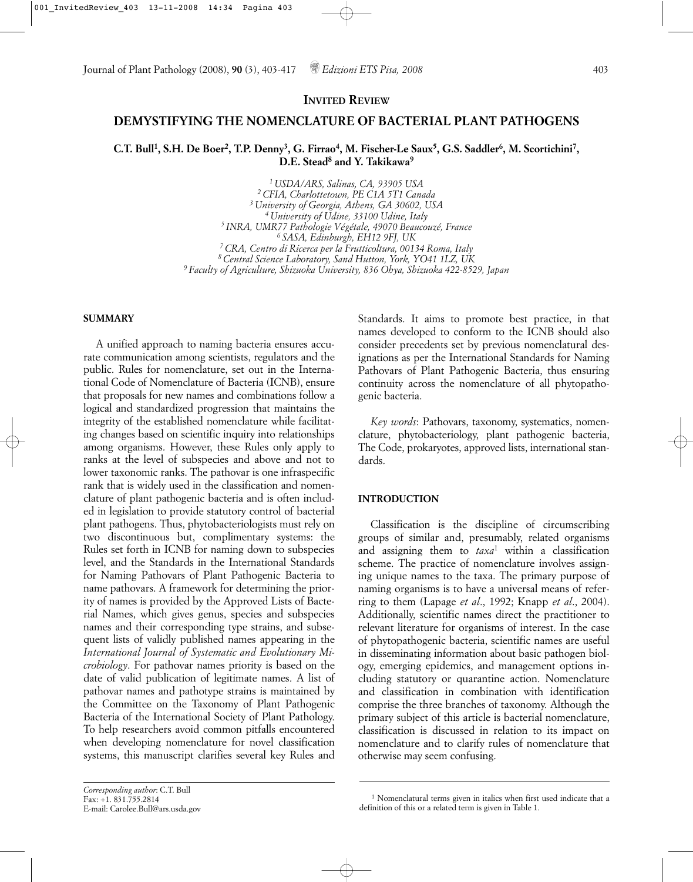**INVITED REVIEW**

# DEMYSTIFYING THE NOMENCLATURE OF BACTERIAL PLANT PATHOGENS

**C.T. Bull[1], S.H. De Boer[2], T.P. Denny[3], G. Firrao[4], M. Fischer-Le Saux[5], G.S. Saddler[6], M. Scortichini[7], D.E. Stead[8] and Y. Takikawa[9]**

[1] *USDA/ARS, Salinas, CA, 93905 USA*
[2] *CFIA, Charlottetown, PE C1A 5T1 Canada*
[3] *University of Georgia, Athens, GA 30602, USA*
[4] *University of Udine, 33100 Udine, Italy*
[5] *INRA, UMR77 Pathologie Végétale, 49070 Beaucouzé, France*
[6] *SASA, Edinburgh, EH12 9FJ, UK*
[7] *CRA, Centro di Ricerca per la Frutticoltura, 00134 Roma, Italy*
[8] *Central Science Laboratory, Sand Hutton, York, YO41 1LZ, UK*
[9] *Faculty of Agriculture, Shizuoka University, 836 Ohya, Shizuoka 422-8529, Japan*

## SUMMARY

A unified approach to naming bacteria ensures accurate communication among scientists, regulators and the public. Rules for nomenclature, set out in the International Code of Nomenclature of Bacteria (ICNB), ensure that proposals for new names and combinations follow a logical and standardized progression that maintains the integrity of the established nomenclature while facilitating changes based on scientific inquiry into relationships among organisms. However, these Rules only apply to ranks at the level of subspecies and above and not to lower taxonomic ranks. The pathovar is one infraspecific rank that is widely used in the classification and nomenclature of plant pathogenic bacteria and is often included in legislation to provide statutory control of bacterial plant pathogens. Thus, phytobacteriologists must rely on two discontinuous but, complimentary systems: the Rules set forth in ICNB for naming down to subspecies level, and the Standards in the International Standards for Naming Pathovars of Plant Pathogenic Bacteria to name pathovars. A framework for determining the priority of names is provided by the Approved Lists of Bacterial Names, which gives genus, species and subspecies names and their corresponding type strains, and subsequent lists of validly published names appearing in the *International Journal of Systematic and Evolutionary Microbiology*. For pathovar names priority is based on the date of valid publication of legitimate names. A list of pathovar names and pathotype strains is maintained by the Committee on the Taxonomy of Plant Pathogenic Bacteria of the International Society of Plant Pathology. To help researchers avoid common pitfalls encountered when developing nomenclature for novel classification systems, this manuscript clarifies several key Rules and Standards. It aims to promote best practice, in that names developed to conform to the ICNB should also consider precedents set by previous nomenclatural designations as per the International Standards for Naming Pathovars of Plant Pathogenic Bacteria, thus ensuring continuity across the nomenclature of all phytopathogenic bacteria.

*Key words*: Pathovars, taxonomy, systematics, nomenclature, phytobacteriology, plant pathogenic bacteria, The Code, prokaryotes, approved lists, international standards.

## INTRODUCTION

Classification is the discipline of circumscribing groups of similar and, presumably, related organisms and assigning them to *taxa*[1] within a classification scheme. The practice of nomenclature involves assigning unique names to the taxa. The primary purpose of naming organisms is to have a universal means of referring to them (Lapage *et al*., 1992; Knapp *et al*., 2004). Additionally, scientific names direct the practitioner to relevant literature for organisms of interest. In the case of phytopathogenic bacteria, scientific names are useful in disseminating information about basic pathogen biology, emerging epidemics, and management options including statutory or quarantine action. Nomenclature and classification in combination with identification comprise the three branches of taxonomy. Although the primary subject of this article is bacterial nomenclature, classification is discussed in relation to its impact on nomenclature and to clarify rules of nomenclature that otherwise may seem confusing.

*Corresponding author*: C.T. Bull
Fax: +1. 831.755.2814
E-mail: Carolee.Bull@ars.usda.gov

[1] Nomenclatural terms given in italics when first used indicate that a definition of this or a related term is given in Table 1.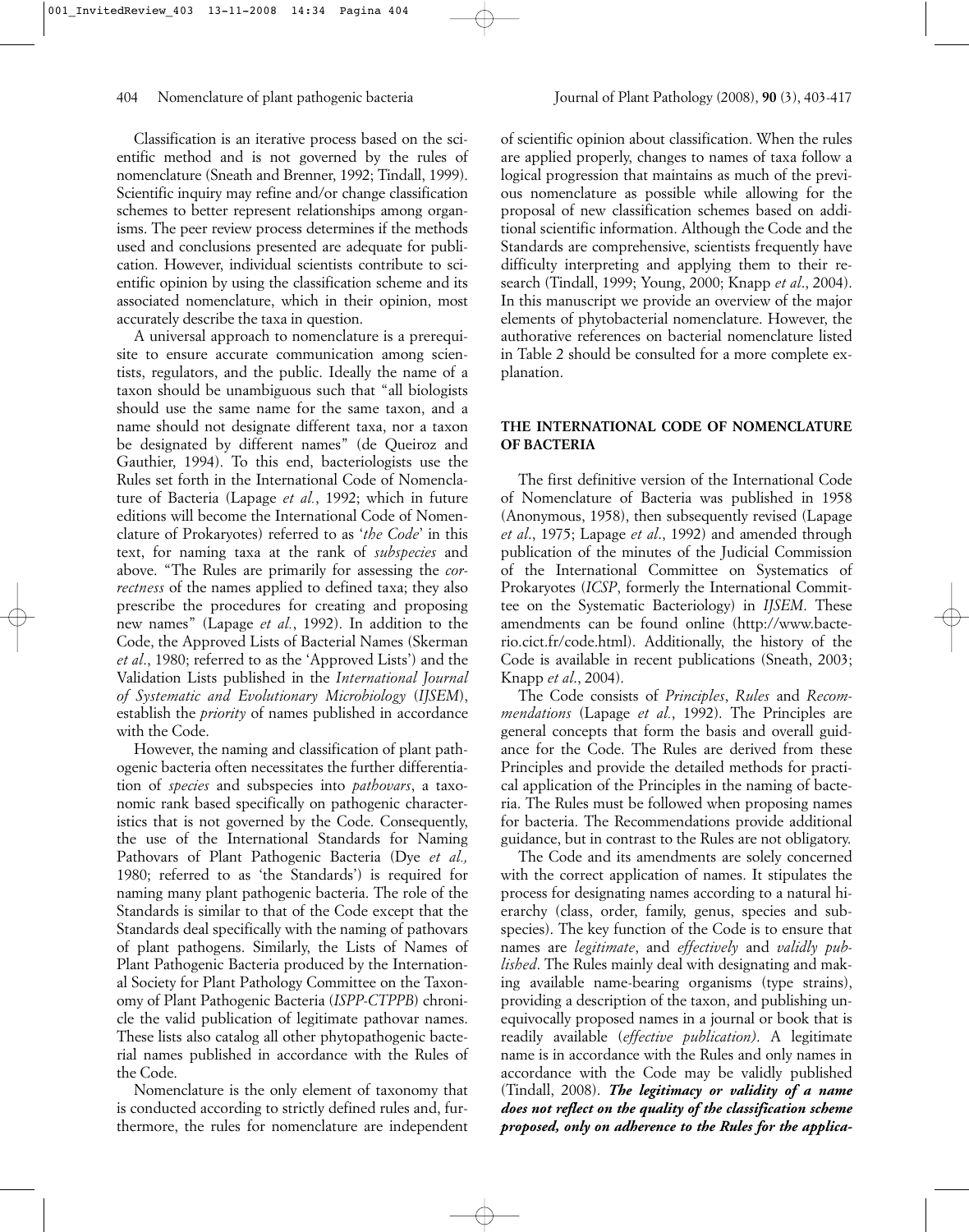Classification is an iterative process based on the scientific method and is not governed by the rules of nomenclature (Sneath and Brenner, 1992; Tindall, 1999). Scientific inquiry may refine and/or change classification schemes to better represent relationships among organisms. The peer review process determines if the methods used and conclusions presented are adequate for publication. However, individual scientists contribute to scientific opinion by using the classification scheme and its associated nomenclature, which in their opinion, most accurately describe the taxa in question.

A universal approach to nomenclature is a prerequisite to ensure accurate communication among scientists, regulators, and the public. Ideally the name of a taxon should be unambiguous such that "all biologists should use the same name for the same taxon, and a name should not designate different taxa, nor a taxon be designated by different names" (de Queiroz and Gauthier, 1994). To this end, bacteriologists use the Rules set forth in the International Code of Nomenclature of Bacteria (Lapage *et al.*, 1992; which in future editions will become the International Code of Nomenclature of Prokaryotes) referred to as '*the Code*' in this text, for naming taxa at the rank of *subspecies* and above. "The Rules are primarily for assessing the *correctness* of the names applied to defined taxa; they also prescribe the procedures for creating and proposing new names" (Lapage *et al.*, 1992). In addition to the Code, the Approved Lists of Bacterial Names (Skerman *et al.*, 1980; referred to as the 'Approved Lists') and the Validation Lists published in the *International Journal of Systematic and Evolutionary Microbiology* (*IJSEM*), establish the *priority* of names published in accordance with the Code.

However, the naming and classification of plant pathogenic bacteria often necessitates the further differentiation of *species* and subspecies into *pathovars*, a taxonomic rank based specifically on pathogenic characteristics that is not governed by the Code. Consequently, the use of the International Standards for Naming Pathovars of Plant Pathogenic Bacteria (Dye *et al.,* 1980; referred to as 'the Standards') is required for naming many plant pathogenic bacteria. The role of the Standards is similar to that of the Code except that the Standards deal specifically with the naming of pathovars of plant pathogens. Similarly, the Lists of Names of Plant Pathogenic Bacteria produced by the International Society for Plant Pathology Committee on the Taxonomy of Plant Pathogenic Bacteria (*ISPP-CTPPB*) chronicle the valid publication of legitimate pathovar names. These lists also catalog all other phytopathogenic bacterial names published in accordance with the Rules of the Code.

Nomenclature is the only element of taxonomy that is conducted according to strictly defined rules and, furthermore, the rules for nomenclature are independent of scientific opinion about classification. When the rules are applied properly, changes to names of taxa follow a logical progression that maintains as much of the previous nomenclature as possible while allowing for the proposal of new classification schemes based on additional scientific information. Although the Code and the Standards are comprehensive, scientists frequently have difficulty interpreting and applying them to their research (Tindall, 1999; Young, 2000; Knapp *et al*., 2004). In this manuscript we provide an overview of the major elements of phytobacterial nomenclature. However, the authorative references on bacterial nomenclature listed in Table 2 should be consulted for a more complete explanation.

## THE INTERNATIONAL CODE OF NOMENCLATURE OF BACTERIA

The first definitive version of the International Code of Nomenclature of Bacteria was published in 1958 (Anonymous, 1958), then subsequently revised (Lapage *et al*., 1975; Lapage *et al*., 1992) and amended through publication of the minutes of the Judicial Commission of the International Committee on Systematics of Prokaryotes (*ICSP*, formerly the International Committee on the Systematic Bacteriology) in *IJSEM*. These amendments can be found online (http://www.bacterio.cict.fr/code.html). Additionally, the history of the Code is available in recent publications (Sneath, 2003; Knapp *et al*., 2004).

The Code consists of *Principles*, *Rules* and *Recommendations* (Lapage *et al.*, 1992). The Principles are general concepts that form the basis and overall guidance for the Code. The Rules are derived from these Principles and provide the detailed methods for practical application of the Principles in the naming of bacteria. The Rules must be followed when proposing names for bacteria. The Recommendations provide additional guidance, but in contrast to the Rules are not obligatory.

The Code and its amendments are solely concerned with the correct application of names. It stipulates the process for designating names according to a natural hierarchy (class, order, family, genus, species and subspecies). The key function of the Code is to ensure that names are *legitimate*, and *effectively* and *validly published*. The Rules mainly deal with designating and making available name-bearing organisms (type strains), providing a description of the taxon, and publishing unequivocally proposed names in a journal or book that is readily available (*effective publication)*. A legitimate name is in accordance with the Rules and only names in accordance with the Code may be validly published (Tindall, 2008). ***The legitimacy or validity of a name does not reflect on the quality of the classification scheme proposed, only on adherence to the Rules for the applica-***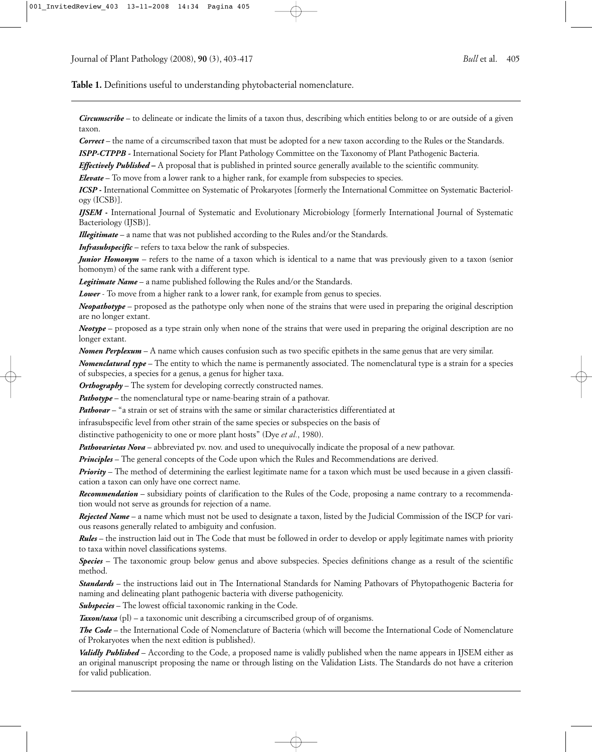**Table 1.** Definitions useful to understanding phytobacterial nomenclature.

***Circumscribe*** – to delineate or indicate the limits of a taxon thus, describing which entities belong to or are outside of a given taxon.

***Correct*** – the name of a circumscribed taxon that must be adopted for a new taxon according to the Rules or the Standards.

***ISPP-CTPPB*** - International Society for Plant Pathology Committee on the Taxonomy of Plant Pathogenic Bacteria.

***Effectively Published*** – A proposal that is published in printed source generally available to the scientific community.

***Elevate*** – To move from a lower rank to a higher rank, for example from subspecies to species.

***ICSP*** - International Committee on Systematic of Prokaryotes [formerly the International Committee on Systematic Bacteriology (ICSB)].

***IJSEM*** - International Journal of Systematic and Evolutionary Microbiology [formerly International Journal of Systematic Bacteriology (IJSB)].

***Illegitimate*** – a name that was not published according to the Rules and/or the Standards.

***Infrasubspecific*** – refers to taxa below the rank of subspecies.

***Junior Homonym*** – refers to the name of a taxon which is identical to a name that was previously given to a taxon (senior homonym) of the same rank with a different type.

***Legitimate Name*** – a name published following the Rules and/or the Standards.

***Lower*** - To move from a higher rank to a lower rank, for example from genus to species.

***Neopathotype*** – proposed as the pathotype only when none of the strains that were used in preparing the original description are no longer extant.

***Neotype*** – proposed as a type strain only when none of the strains that were used in preparing the original description are no longer extant.

***Nomen Perplexum*** – A name which causes confusion such as two specific epithets in the same genus that are very similar.

***Nomenclatural type*** – The entity to which the name is permanently associated. The nomenclatural type is a strain for a species of subspecies, a species for a genus, a genus for higher taxa.

***Orthography*** – The system for developing correctly constructed names.

***Pathotype*** – the nomenclatural type or name-bearing strain of a pathovar.

***Pathovar*** – "a strain or set of strains with the same or similar characteristics differentiated at infrasubspecific level from other strain of the same species or subspecies on the basis of distinctive pathogenicity to one or more plant hosts" (Dye *et al.*, 1980).

***Pathovarietas Nova*** – abbreviated pv. nov. and used to unequivocally indicate the proposal of a new pathovar.

***Principles*** – The general concepts of the Code upon which the Rules and Recommendations are derived.

***Priority*** – The method of determining the earliest legitimate name for a taxon which must be used because in a given classification a taxon can only have one correct name.

***Recommendation*** – subsidiary points of clarification to the Rules of the Code, proposing a name contrary to a recommendation would not serve as grounds for rejection of a name.

***Rejected Name*** – a name which must not be used to designate a taxon, listed by the Judicial Commission of the ISCP for various reasons generally related to ambiguity and confusion.

***Rules*** – the instruction laid out in The Code that must be followed in order to develop or apply legitimate names with priority to taxa within novel classifications systems.

***Species*** – The taxonomic group below genus and above subspecies. Species definitions change as a result of the scientific method.

***Standards*** – the instructions laid out in The International Standards for Naming Pathovars of Phytopathogenic Bacteria for naming and delineating plant pathogenic bacteria with diverse pathogenicity.

***Subspecies*** – The lowest official taxonomic ranking in the Code.

***Taxon/taxa*** (pl) – a taxonomic unit describing a circumscribed group of of organisms.

***The Code*** – the International Code of Nomenclature of Bacteria (which will become the International Code of Nomenclature of Prokaryotes when the next edition is published).

***Validly Published*** – According to the Code, a proposed name is validly published when the name appears in IJSEM either as an original manuscript proposing the name or through listing on the Validation Lists. The Standards do not have a criterion for valid publication.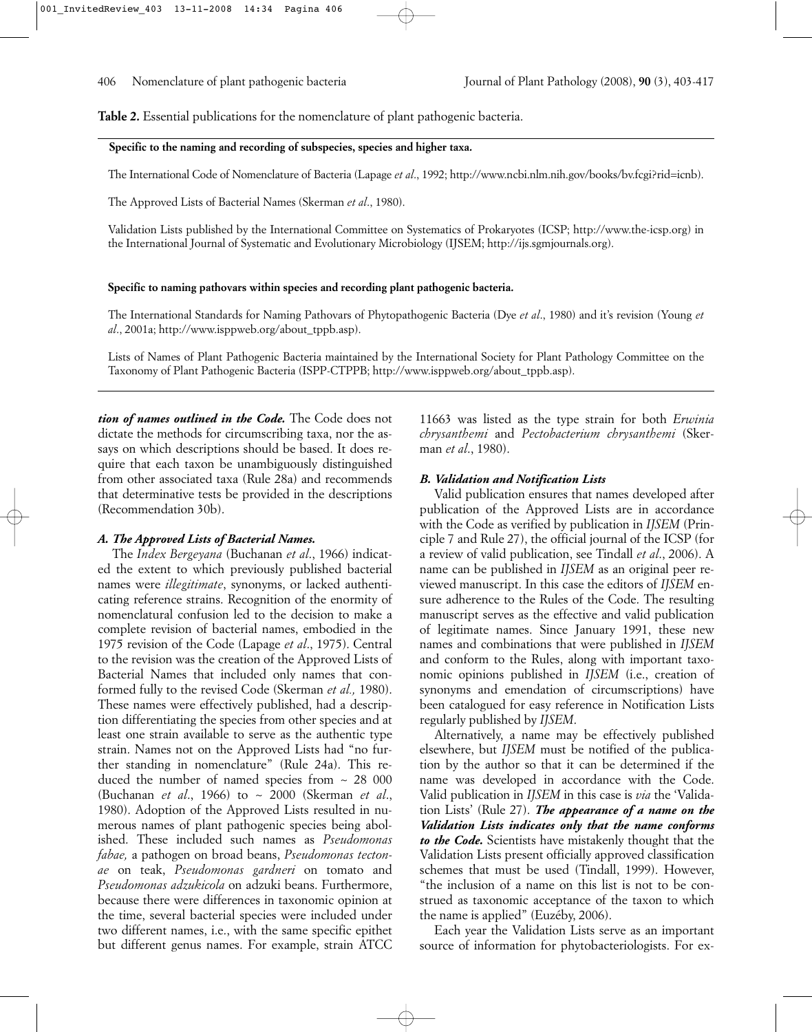**Table 2.** Essential publications for the nomenclature of plant pathogenic bacteria.

| |
|---|
| **Specific to the naming and recording of subspecies, species and higher taxa.** |
| The International Code of Nomenclature of Bacteria (Lapage *et al*., 1992; http://www.ncbi.nlm.nih.gov/books/bv.fcgi?rid=icnb). |
| The Approved Lists of Bacterial Names (Skerman *et al*., 1980). |
| Validation Lists published by the International Committee on Systematics of Prokaryotes (ICSP; http://www.the-icsp.org) in the International Journal of Systematic and Evolutionary Microbiology (IJSEM; http://ijs.sgmjournals.org). |
| **Specific to naming pathovars within species and recording plant pathogenic bacteria.** |
| The International Standards for Naming Pathovars of Phytopathogenic Bacteria (Dye *et al*., 1980) and it's revision (Young *et al*., 2001a; http://www.isppweb.org/about_tppb.asp). |
| Lists of Names of Plant Pathogenic Bacteria maintained by the International Society for Plant Pathology Committee on the Taxonomy of Plant Pathogenic Bacteria (ISPP-CTPPB; http://www.isppweb.org/about_tppb.asp). |

***tion of names outlined in the Code.*** The Code does not dictate the methods for circumscribing taxa, nor the assays on which descriptions should be based. It does require that each taxon be unambiguously distinguished from other associated taxa (Rule 28a) and recommends that determinative tests be provided in the descriptions (Recommendation 30b).

### *A. The Approved Lists of Bacterial Names.*

The *Index Bergeyana* (Buchanan *et al*., 1966) indicated the extent to which previously published bacterial names were *illegitimate*, synonyms, or lacked authenticating reference strains. Recognition of the enormity of nomenclatural confusion led to the decision to make a complete revision of bacterial names, embodied in the 1975 revision of the Code (Lapage *et al*., 1975). Central to the revision was the creation of the Approved Lists of Bacterial Names that included only names that conformed fully to the revised Code (Skerman *et al.,* 1980). These names were effectively published, had a description differentiating the species from other species and at least one strain available to serve as the authentic type strain. Names not on the Approved Lists had "no further standing in nomenclature" (Rule 24a). This reduced the number of named species from ~ 28 000 (Buchanan *et al*., 1966) to ~ 2000 (Skerman *et al*., 1980). Adoption of the Approved Lists resulted in numerous names of plant pathogenic species being abolished. These included such names as *Pseudomonas fabae,* a pathogen on broad beans, *Pseudomonas tectonae* on teak, *Pseudomonas gardneri* on tomato and *Pseudomonas adzukicola* on adzuki beans. Furthermore, because there were differences in taxonomic opinion at the time, several bacterial species were included under two different names, i.e., with the same specific epithet but different genus names. For example, strain ATCC 11663 was listed as the type strain for both *Erwinia chrysanthemi* and *Pectobacterium chrysanthemi* (Skerman *et al*., 1980).

### *B. Validation and Notification Lists*

Valid publication ensures that names developed after publication of the Approved Lists are in accordance with the Code as verified by publication in *IJSEM* (Principle 7 and Rule 27), the official journal of the ICSP (for a review of valid publication, see Tindall *et al*., 2006). A name can be published in *IJSEM* as an original peer reviewed manuscript. In this case the editors of *IJSEM* ensure adherence to the Rules of the Code. The resulting manuscript serves as the effective and valid publication of legitimate names. Since January 1991, these new names and combinations that were published in *IJSEM* and conform to the Rules, along with important taxonomic opinions published in *IJSEM* (i.e., creation of synonyms and emendation of circumscriptions) have been catalogued for easy reference in Notification Lists regularly published by *IJSEM*.

Alternatively, a name may be effectively published elsewhere, but *IJSEM* must be notified of the publication by the author so that it can be determined if the name was developed in accordance with the Code. Valid publication in *IJSEM* in this case is *via* the 'Validation Lists' (Rule 27). ***The appearance of a name on the Validation Lists indicates only that the name conforms to the Code.*** Scientists have mistakenly thought that the Validation Lists present officially approved classification schemes that must be used (Tindall, 1999). However, "the inclusion of a name on this list is not to be construed as taxonomic acceptance of the taxon to which the name is applied" (Euzéby, 2006).

Each year the Validation Lists serve as an important source of information for phytobacteriologists. For ex-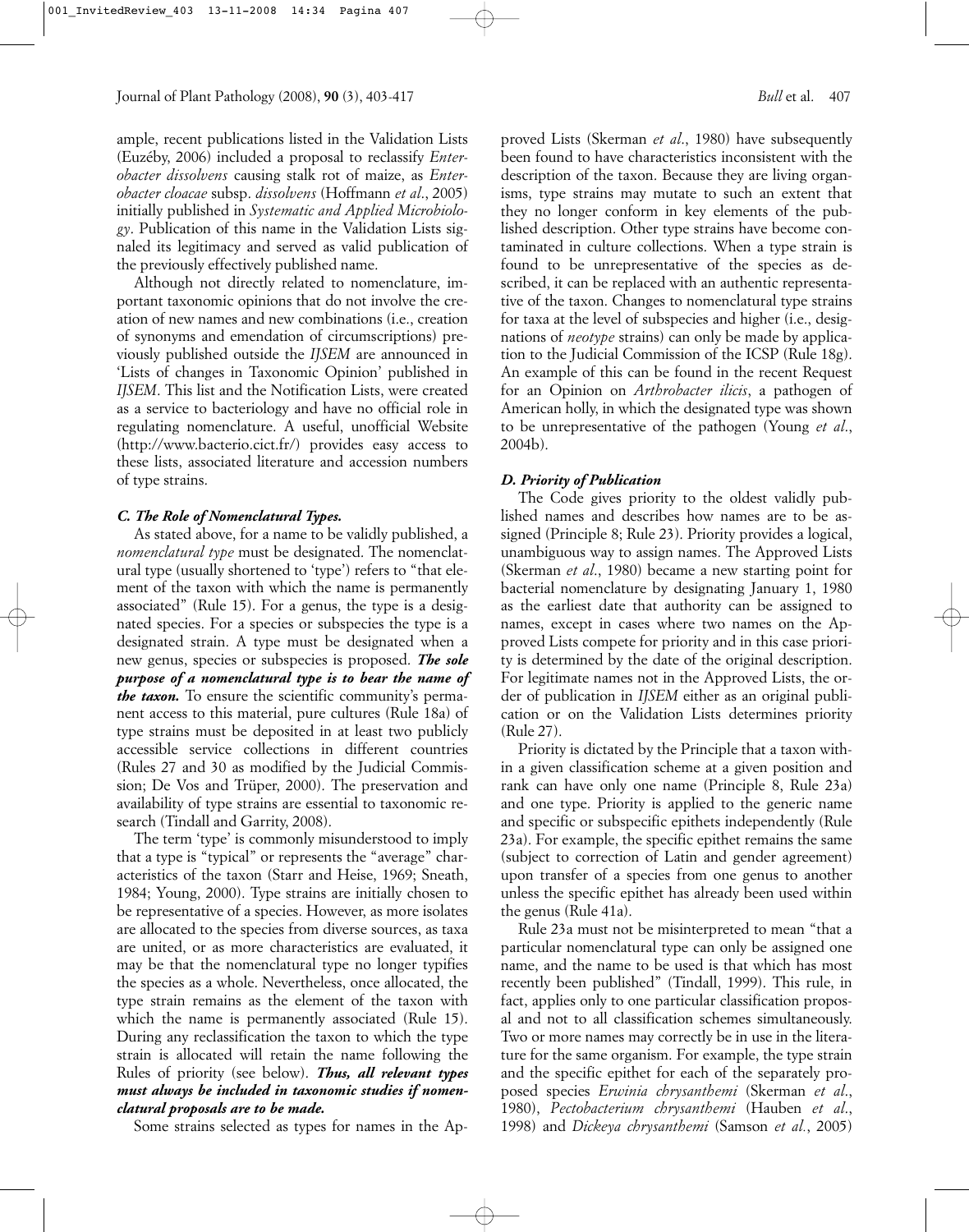ample, recent publications listed in the Validation Lists (Euzéby, 2006) included a proposal to reclassify *Enterobacter dissolvens* causing stalk rot of maize, as *Enterobacter cloacae* subsp. *dissolvens* (Hoffmann *et al*., 2005) initially published in *Systematic and Applied Microbiology*. Publication of this name in the Validation Lists signaled its legitimacy and served as valid publication of the previously effectively published name.

Although not directly related to nomenclature, important taxonomic opinions that do not involve the creation of new names and new combinations (i.e., creation of synonyms and emendation of circumscriptions) previously published outside the *IJSEM* are announced in 'Lists of changes in Taxonomic Opinion' published in *IJSEM*. This list and the Notification Lists, were created as a service to bacteriology and have no official role in regulating nomenclature. A useful, unofficial Website (http://www.bacterio.cict.fr/) provides easy access to these lists, associated literature and accession numbers of type strains.

### C. The Role of Nomenclatural Types.

As stated above, for a name to be validly published, a *nomenclatural type* must be designated. The nomenclatural type (usually shortened to 'type') refers to "that element of the taxon with which the name is permanently associated" (Rule 15). For a genus, the type is a designated species. For a species or subspecies the type is a designated strain. A type must be designated when a new genus, species or subspecies is proposed. ***The sole purpose of a nomenclatural type is to bear the name of the taxon.*** To ensure the scientific community's permanent access to this material, pure cultures (Rule 18a) of type strains must be deposited in at least two publicly accessible service collections in different countries (Rules 27 and 30 as modified by the Judicial Commission; De Vos and Trüper, 2000). The preservation and availability of type strains are essential to taxonomic research (Tindall and Garrity, 2008).

The term 'type' is commonly misunderstood to imply that a type is "typical" or represents the "average" characteristics of the taxon (Starr and Heise, 1969; Sneath, 1984; Young, 2000). Type strains are initially chosen to be representative of a species. However, as more isolates are allocated to the species from diverse sources, as taxa are united, or as more characteristics are evaluated, it may be that the nomenclatural type no longer typifies the species as a whole. Nevertheless, once allocated, the type strain remains as the element of the taxon with which the name is permanently associated (Rule 15). During any reclassification the taxon to which the type strain is allocated will retain the name following the Rules of priority (see below). ***Thus, all relevant types must always be included in taxonomic studies if nomenclatural proposals are to be made.***

Some strains selected as types for names in the Approved Lists (Skerman *et al*., 1980) have subsequently been found to have characteristics inconsistent with the description of the taxon. Because they are living organisms, type strains may mutate to such an extent that they no longer conform in key elements of the published description. Other type strains have become contaminated in culture collections. When a type strain is found to be unrepresentative of the species as described, it can be replaced with an authentic representative of the taxon. Changes to nomenclatural type strains for taxa at the level of subspecies and higher (i.e., designations of *neotype* strains) can only be made by application to the Judicial Commission of the ICSP (Rule 18g). An example of this can be found in the recent Request for an Opinion on *Arthrobacter ilicis*, a pathogen of American holly, in which the designated type was shown to be unrepresentative of the pathogen (Young *et al*., 2004b).

### D. Priority of Publication

The Code gives priority to the oldest validly published names and describes how names are to be assigned (Principle 8; Rule 23). Priority provides a logical, unambiguous way to assign names. The Approved Lists (Skerman *et al*., 1980) became a new starting point for bacterial nomenclature by designating January 1, 1980 as the earliest date that authority can be assigned to names, except in cases where two names on the Approved Lists compete for priority and in this case priority is determined by the date of the original description. For legitimate names not in the Approved Lists, the order of publication in *IJSEM* either as an original publication or on the Validation Lists determines priority (Rule 27).

Priority is dictated by the Principle that a taxon within a given classification scheme at a given position and rank can have only one name (Principle 8, Rule 23a) and one type. Priority is applied to the generic name and specific or subspecific epithets independently (Rule 23a). For example, the specific epithet remains the same (subject to correction of Latin and gender agreement) upon transfer of a species from one genus to another unless the specific epithet has already been used within the genus (Rule 41a).

Rule 23a must not be misinterpreted to mean "that a particular nomenclatural type can only be assigned one name, and the name to be used is that which has most recently been published" (Tindall, 1999). This rule, in fact, applies only to one particular classification proposal and not to all classification schemes simultaneously. Two or more names may correctly be in use in the literature for the same organism. For example, the type strain and the specific epithet for each of the separately proposed species *Erwinia chrysanthemi* (Skerman *et al*., 1980), *Pectobacterium chrysanthemi* (Hauben *et al*., 1998) and *Dickeya chrysanthemi* (Samson *et al.*, 2005)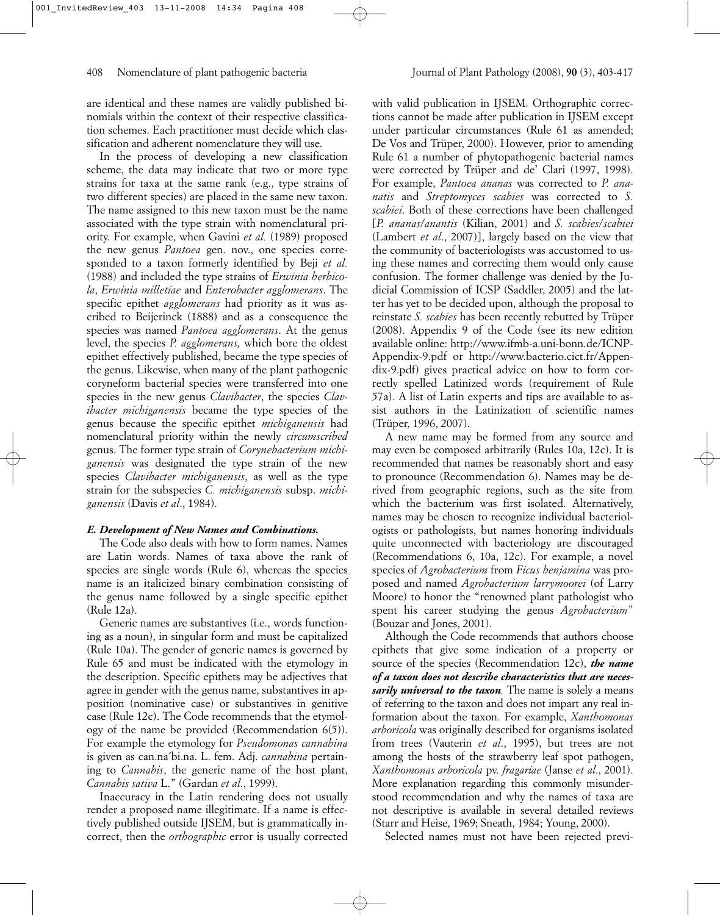are identical and these names are validly published binomials within the context of their respective classification schemes. Each practitioner must decide which classification and adherent nomenclature they will use.

In the process of developing a new classification scheme, the data may indicate that two or more type strains for taxa at the same rank (e.g., type strains of two different species) are placed in the same new taxon. The name assigned to this new taxon must be the name associated with the type strain with nomenclatural priority. For example, when Gavini *et al.* (1989) proposed the new genus *Pantoea* gen. nov., one species corresponded to a taxon formerly identified by Beji *et al.* (1988) and included the type strains of *Erwinia herbicola*, *Erwinia milletiae* and *Enterobacter agglomerans*. The specific epithet *agglomerans* had priority as it was ascribed to Beijerinck (1888) and as a consequence the species was named *Pantoea agglomerans*. At the genus level, the species *P. agglomerans,* which bore the oldest epithet effectively published, became the type species of the genus. Likewise, when many of the plant pathogenic coryneform bacterial species were transferred into one species in the new genus *Clavibacter*, the species *Clavibacter michiganensis* became the type species of the genus because the specific epithet *michiganensis* had nomenclatural priority within the newly *circumscribed* genus. The former type strain of *Corynebacterium michiganensis* was designated the type strain of the new species *Clavibacter michiganensis*, as well as the type strain for the subspecies *C. michiganensis* subsp. *michiganensis* (Davis *et al*., 1984).

### *E. Development of New Names and Combinations.*

The Code also deals with how to form names. Names are Latin words. Names of taxa above the rank of species are single words (Rule 6), whereas the species name is an italicized binary combination consisting of the genus name followed by a single specific epithet (Rule 12a).

Generic names are substantives (i.e., words functioning as a noun), in singular form and must be capitalized (Rule 10a). The gender of generic names is governed by Rule 65 and must be indicated with the etymology in the description. Specific epithets may be adjectives that agree in gender with the genus name, substantives in apposition (nominative case) or substantives in genitive case (Rule 12c). The Code recommends that the etymology of the name be provided (Recommendation 6(5)). For example the etymology for *Pseudomonas cannabina* is given as can.na´bi.na. L. fem. Adj. *cannabina* pertaining to *Cannabis*, the generic name of the host plant, *Cannabis sativa* L." (Gardan *et al*., 1999).

Inaccuracy in the Latin rendering does not usually render a proposed name illegitimate. If a name is effectively published outside IJSEM, but is grammatically incorrect, then the *orthographic* error is usually corrected with valid publication in IJSEM. Orthographic corrections cannot be made after publication in IJSEM except under particular circumstances (Rule 61 as amended; De Vos and Trüper, 2000). However, prior to amending Rule 61 a number of phytopathogenic bacterial names were corrected by Trüper and de' Clari (1997, 1998). For example, *Pantoea ananas* was corrected to *P. ananatis* and *Streptomyces scabies* was corrected to *S. scabiei*. Both of these corrections have been challenged [*P. ananas/anantis* (Kilian, 2001) and *S. scabies/scabiei* (Lambert *et al*., 2007)], largely based on the view that the community of bacteriologists was accustomed to using these names and correcting them would only cause confusion. The former challenge was denied by the Judicial Commission of ICSP (Saddler, 2005) and the latter has yet to be decided upon, although the proposal to reinstate *S. scabies* has been recently rebutted by Trüper (2008). Appendix 9 of the Code (see its new edition available online: http://www.ifmb-a.uni-bonn.de/ICNP-Appendix-9.pdf or http://www.bacterio.cict.fr/Appendix-9.pdf) gives practical advice on how to form correctly spelled Latinized words (requirement of Rule 57a). A list of Latin experts and tips are available to assist authors in the Latinization of scientific names (Trüper, 1996, 2007).

A new name may be formed from any source and may even be composed arbitrarily (Rules 10a, 12c). It is recommended that names be reasonably short and easy to pronounce (Recommendation 6). Names may be derived from geographic regions, such as the site from which the bacterium was first isolated. Alternatively, names may be chosen to recognize individual bacteriologists or pathologists, but names honoring individuals quite unconnected with bacteriology are discouraged (Recommendations 6, 10a, 12c). For example, a novel species of *Agrobacterium* from *Ficus benjamina* was proposed and named *Agrobacterium larrymoorei* (of Larry Moore) to honor the "renowned plant pathologist who spent his career studying the genus *Agrobacterium*" (Bouzar and Jones, 2001).

Although the Code recommends that authors choose epithets that give some indication of a property or source of the species (Recommendation 12c), ***the name of a taxon does not describe characteristics that are necessarily universal to the taxon***. The name is solely a means of referring to the taxon and does not impart any real information about the taxon. For example, *Xanthomonas arboricola* was originally described for organisms isolated from trees (Vauterin *et al*., 1995), but trees are not among the hosts of the strawberry leaf spot pathogen, *Xanthomonas arboricola* pv. *fragariae* (Janse *et al*., 2001). More explanation regarding this commonly misunderstood recommendation and why the names of taxa are not descriptive is available in several detailed reviews (Starr and Heise, 1969; Sneath, 1984; Young, 2000).

Selected names must not have been rejected previ-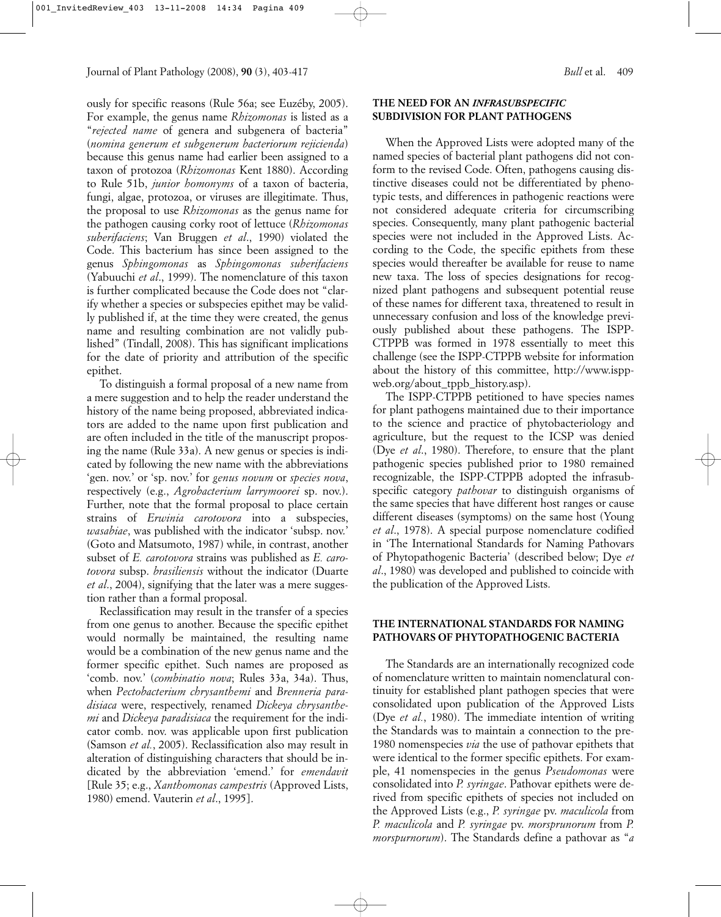ously for specific reasons (Rule 56a; see Euzéby, 2005). For example, the genus name *Rhizomonas* is listed as a "*rejected name* of genera and subgenera of bacteria" (*nomina generum et subgenerum bacteriorum rejicienda*) because this genus name had earlier been assigned to a taxon of protozoa (*Rhizomonas* Kent 1880). According to Rule 51b, *junior homonyms* of a taxon of bacteria, fungi, algae, protozoa, or viruses are illegitimate. Thus, the proposal to use *Rhizomonas* as the genus name for the pathogen causing corky root of lettuce (*Rhizomonas suberifaciens*; Van Bruggen *et al*., 1990) violated the Code. This bacterium has since been assigned to the genus *Sphingomonas* as *Sphingomonas suberifaciens* (Yabuuchi *et al*., 1999). The nomenclature of this taxon is further complicated because the Code does not "clarify whether a species or subspecies epithet may be validly published if, at the time they were created, the genus name and resulting combination are not validly published" (Tindall, 2008). This has significant implications for the date of priority and attribution of the specific epithet.

To distinguish a formal proposal of a new name from a mere suggestion and to help the reader understand the history of the name being proposed, abbreviated indicators are added to the name upon first publication and are often included in the title of the manuscript proposing the name (Rule 33a). A new genus or species is indicated by following the new name with the abbreviations 'gen. nov.' or 'sp. nov.' for *genus novum* or *species nova*, respectively (e.g., *Agrobacterium larrymoorei* sp. nov.). Further, note that the formal proposal to place certain strains of *Erwinia carotovora* into a subspecies, *wasabiae*, was published with the indicator 'subsp. nov.' (Goto and Matsumoto, 1987) while, in contrast, another subset of *E. carotovora* strains was published as *E. carotovora* subsp. *brasiliensis* without the indicator (Duarte *et al*., 2004), signifying that the later was a mere suggestion rather than a formal proposal.

Reclassification may result in the transfer of a species from one genus to another. Because the specific epithet would normally be maintained, the resulting name would be a combination of the new genus name and the former specific epithet. Such names are proposed as 'comb. nov.' (*combinatio nova*; Rules 33a, 34a). Thus, when *Pectobacterium chrysanthemi* and *Brenneria paradisiaca* were, respectively, renamed *Dickeya chrysanthemi* and *Dickeya paradisiaca* the requirement for the indicator comb. nov. was applicable upon first publication (Samson *et al.*, 2005). Reclassification also may result in alteration of distinguishing characters that should be indicated by the abbreviation 'emend.' for *emendavit* [Rule 35; e.g., *Xanthomonas campestris* (Approved Lists, 1980) emend. Vauterin *et al*., 1995].

## THE NEED FOR AN *INFRASUBSPECIFIC* SUBDIVISION FOR PLANT PATHOGENS

When the Approved Lists were adopted many of the named species of bacterial plant pathogens did not conform to the revised Code. Often, pathogens causing distinctive diseases could not be differentiated by phenotypic tests, and differences in pathogenic reactions were not considered adequate criteria for circumscribing species. Consequently, many plant pathogenic bacterial species were not included in the Approved Lists. According to the Code, the specific epithets from these species would thereafter be available for reuse to name new taxa. The loss of species designations for recognized plant pathogens and subsequent potential reuse of these names for different taxa, threatened to result in unnecessary confusion and loss of the knowledge previously published about these pathogens. The ISPP-CTPPB was formed in 1978 essentially to meet this challenge (see the ISPP-CTPPB website for information about the history of this committee, http://www.isppweb.org/about_tppb_history.asp).

The ISPP-CTPPB petitioned to have species names for plant pathogens maintained due to their importance to the science and practice of phytobacteriology and agriculture, but the request to the ICSP was denied (Dye *et al.*, 1980). Therefore, to ensure that the plant pathogenic species published prior to 1980 remained recognizable, the ISPP-CTPPB adopted the infrasubspecific category *pathovar* to distinguish organisms of the same species that have different host ranges or cause different diseases (symptoms) on the same host (Young *et al*., 1978). A special purpose nomenclature codified in 'The International Standards for Naming Pathovars of Phytopathogenic Bacteria' (described below; Dye *et al*., 1980) was developed and published to coincide with the publication of the Approved Lists.

## THE INTERNATIONAL STANDARDS FOR NAMING PATHOVARS OF PHYTOPATHOGENIC BACTERIA

The Standards are an internationally recognized code of nomenclature written to maintain nomenclatural continuity for established plant pathogen species that were consolidated upon publication of the Approved Lists (Dye *et al.*, 1980). The immediate intention of writing the Standards was to maintain a connection to the pre-1980 nomenspecies *via* the use of pathovar epithets that were identical to the former specific epithets. For example, 41 nomenspecies in the genus *Pseudomonas* were consolidated into *P. syringae*. Pathovar epithets were derived from specific epithets of species not included on the Approved Lists (e.g., *P. syringae* pv. *maculicola* from *P. maculicola* and *P. syringae* pv. *morsprunorum* from *P. morspurnorum*). The Standards define a pathovar as "*a*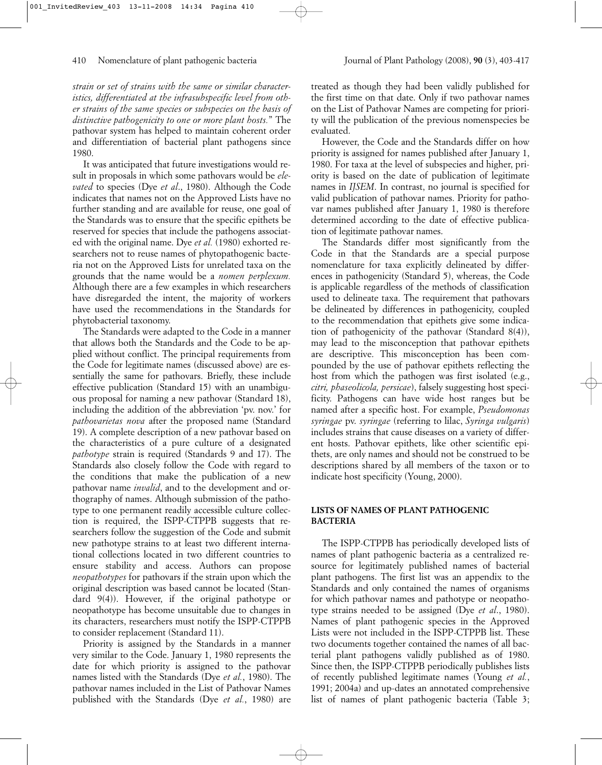*strain or set of strains with the same or similar characteristics, differentiated at the infrasubspecific level from other strains of the same species or subspecies on the basis of distinctive pathogenicity to one or more plant hosts.*" The pathovar system has helped to maintain coherent order and differentiation of bacterial plant pathogens since 1980.

It was anticipated that future investigations would result in proposals in which some pathovars would be *elevated* to species (Dye *et al*., 1980). Although the Code indicates that names not on the Approved Lists have no further standing and are available for reuse, one goal of the Standards was to ensure that the specific epithets be reserved for species that include the pathogens associated with the original name. Dye *et al.* (1980) exhorted researchers not to reuse names of phytopathogenic bacteria not on the Approved Lists for unrelated taxa on the grounds that the name would be a *nomen perplexum.* Although there are a few examples in which researchers have disregarded the intent, the majority of workers have used the recommendations in the Standards for phytobacterial taxonomy.

The Standards were adapted to the Code in a manner that allows both the Standards and the Code to be applied without conflict. The principal requirements from the Code for legitimate names (discussed above) are essentially the same for pathovars. Briefly, these include effective publication (Standard 15) with an unambiguous proposal for naming a new pathovar (Standard 18), including the addition of the abbreviation 'pv. nov.' for *pathovarietas nova* after the proposed name (Standard 19). A complete description of a new pathovar based on the characteristics of a pure culture of a designated *pathotype* strain is required (Standards 9 and 17). The Standards also closely follow the Code with regard to the conditions that make the publication of a new pathovar name *invalid*, and to the development and orthography of names. Although submission of the pathotype to one permanent readily accessible culture collection is required, the ISPP-CTPPB suggests that researchers follow the suggestion of the Code and submit new pathotype strains to at least two different international collections located in two different countries to ensure stability and access. Authors can propose *neopathotypes* for pathovars if the strain upon which the original description was based cannot be located (Standard 9(4)). However, if the original pathotype or neopathotype has become unsuitable due to changes in its characters, researchers must notify the ISPP-CTPPB to consider replacement (Standard 11).

Priority is assigned by the Standards in a manner very similar to the Code. January 1, 1980 represents the date for which priority is assigned to the pathovar names listed with the Standards (Dye *et al.*, 1980). The pathovar names included in the List of Pathovar Names published with the Standards (Dye *et al.*, 1980) are treated as though they had been validly published for the first time on that date. Only if two pathovar names on the List of Pathovar Names are competing for priority will the publication of the previous nomenspecies be evaluated.

However, the Code and the Standards differ on how priority is assigned for names published after January 1, 1980. For taxa at the level of subspecies and higher, priority is based on the date of publication of legitimate names in *IJSEM*. In contrast, no journal is specified for valid publication of pathovar names. Priority for pathovar names published after January 1, 1980 is therefore determined according to the date of effective publication of legitimate pathovar names.

The Standards differ most significantly from the Code in that the Standards are a special purpose nomenclature for taxa explicitly delineated by differences in pathogenicity (Standard 5), whereas, the Code is applicable regardless of the methods of classification used to delineate taxa. The requirement that pathovars be delineated by differences in pathogenicity, coupled to the recommendation that epithets give some indication of pathogenicity of the pathovar (Standard 8(4)), may lead to the misconception that pathovar epithets are descriptive. This misconception has been compounded by the use of pathovar epithets reflecting the host from which the pathogen was first isolated (e.g., *citri, phaseolicola, persicae*), falsely suggesting host specificity. Pathogens can have wide host ranges but be named after a specific host. For example, *Pseudomonas syringae* pv. *syringae* (referring to lilac, *Syringa vulgaris*) includes strains that cause diseases on a variety of different hosts. Pathovar epithets, like other scientific epithets, are only names and should not be construed to be descriptions shared by all members of the taxon or to indicate host specificity (Young, 2000).

## LISTS OF NAMES OF PLANT PATHOGENIC BACTERIA

The ISPP-CTPPB has periodically developed lists of names of plant pathogenic bacteria as a centralized resource for legitimately published names of bacterial plant pathogens. The first list was an appendix to the Standards and only contained the names of organisms for which pathovar names and pathotype or neopathotype strains needed to be assigned (Dye *et al*., 1980). Names of plant pathogenic species in the Approved Lists were not included in the ISPP-CTPPB list. These two documents together contained the names of all bacterial plant pathogens validly published as of 1980. Since then, the ISPP-CTPPB periodically publishes lists of recently published legitimate names (Young *et al.*, 1991; 2004a) and up-dates an annotated comprehensive list of names of plant pathogenic bacteria (Table 3;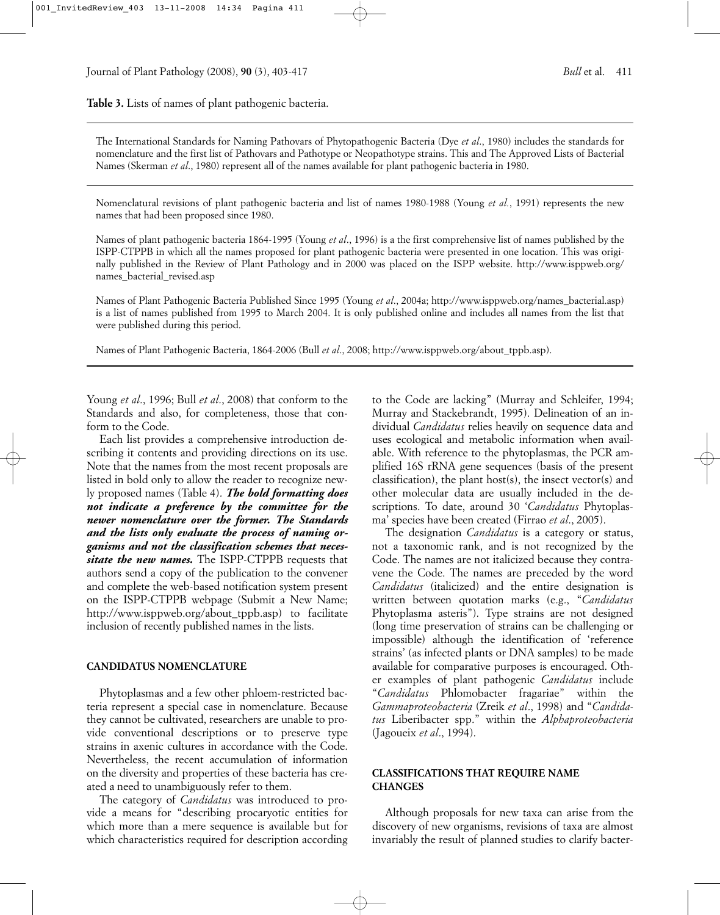**Table 3.** Lists of names of plant pathogenic bacteria.

| |
|---|
| The International Standards for Naming Pathovars of Phytopathogenic Bacteria (Dye *et al*., 1980) includes the standards for nomenclature and the first list of Pathovars and Pathotype or Neopathotype strains. This and The Approved Lists of Bacterial Names (Skerman *et al*., 1980) represent all of the names available for plant pathogenic bacteria in 1980. |
| Nomenclatural revisions of plant pathogenic bacteria and list of names 1980-1988 (Young *et al.*, 1991) represents the new names that had been proposed since 1980. |
| Names of plant pathogenic bacteria 1864-1995 (Young *et al*., 1996) is a the first comprehensive list of names published by the ISPP-CTPPB in which all the names proposed for plant pathogenic bacteria were presented in one location. This was originally published in the Review of Plant Pathology and in 2000 was placed on the ISPP website. http://www.isppweb.org/names_bacterial_revised.asp |
| Names of Plant Pathogenic Bacteria Published Since 1995 (Young *et al*., 2004a; http://www.isppweb.org/names_bacterial.asp) is a list of names published from 1995 to March 2004. It is only published online and includes all names from the list that were published during this period. |
| Names of Plant Pathogenic Bacteria, 1864-2006 (Bull *et al*., 2008; http://www.isppweb.org/about_tppb.asp). |

Young *et al*., 1996; Bull *et al*., 2008) that conform to the Standards and also, for completeness, those that conform to the Code.

Each list provides a comprehensive introduction describing it contents and providing directions on its use. Note that the names from the most recent proposals are listed in bold only to allow the reader to recognize newly proposed names (Table 4). ***The bold formatting does not indicate a preference by the committee for the newer nomenclature over the former. The Standards and the lists only evaluate the process of naming organisms and not the classification schemes that necessitate the new names.*** The ISPP-CTPPB requests that authors send a copy of the publication to the convener and complete the web-based notification system present on the ISPP-CTPPB webpage (Submit a New Name; http://www.isppweb.org/about_tppb.asp) to facilitate inclusion of recently published names in the lists.

## CANDIDATUS NOMENCLATURE

Phytoplasmas and a few other phloem-restricted bacteria represent a special case in nomenclature. Because they cannot be cultivated, researchers are unable to provide conventional descriptions or to preserve type strains in axenic cultures in accordance with the Code. Nevertheless, the recent accumulation of information on the diversity and properties of these bacteria has created a need to unambiguously refer to them.

The category of *Candidatus* was introduced to provide a means for "describing procaryotic entities for which more than a mere sequence is available but for which characteristics required for description according to the Code are lacking" (Murray and Schleifer, 1994; Murray and Stackebrandt, 1995). Delineation of an individual *Candidatus* relies heavily on sequence data and uses ecological and metabolic information when available. With reference to the phytoplasmas, the PCR amplified 16S rRNA gene sequences (basis of the present classification), the plant host(s), the insect vector(s) and other molecular data are usually included in the descriptions. To date, around 30 '*Candidatus* Phytoplasma' species have been created (Firrao *et al*., 2005).

The designation *Candidatus* is a category or status, not a taxonomic rank, and is not recognized by the Code. The names are not italicized because they contravene the Code. The names are preceded by the word *Candidatus* (italicized) and the entire designation is written between quotation marks (e.g., "*Candidatus* Phytoplasma asteris"). Type strains are not designed (long time preservation of strains can be challenging or impossible) although the identification of 'reference strains' (as infected plants or DNA samples) to be made available for comparative purposes is encouraged. Other examples of plant pathogenic *Candidatus* include "*Candidatus* Phlomobacter fragariae" within the *Gammaproteobacteria* (Zreik *et al*., 1998) and "*Candidatus* Liberibacter spp." within the *Alphaproteobacteria* (Jagoueix *et al*., 1994).

## CLASSIFICATIONS THAT REQUIRE NAME CHANGES

Although proposals for new taxa can arise from the discovery of new organisms, revisions of taxa are almost invariably the result of planned studies to clarify bacter-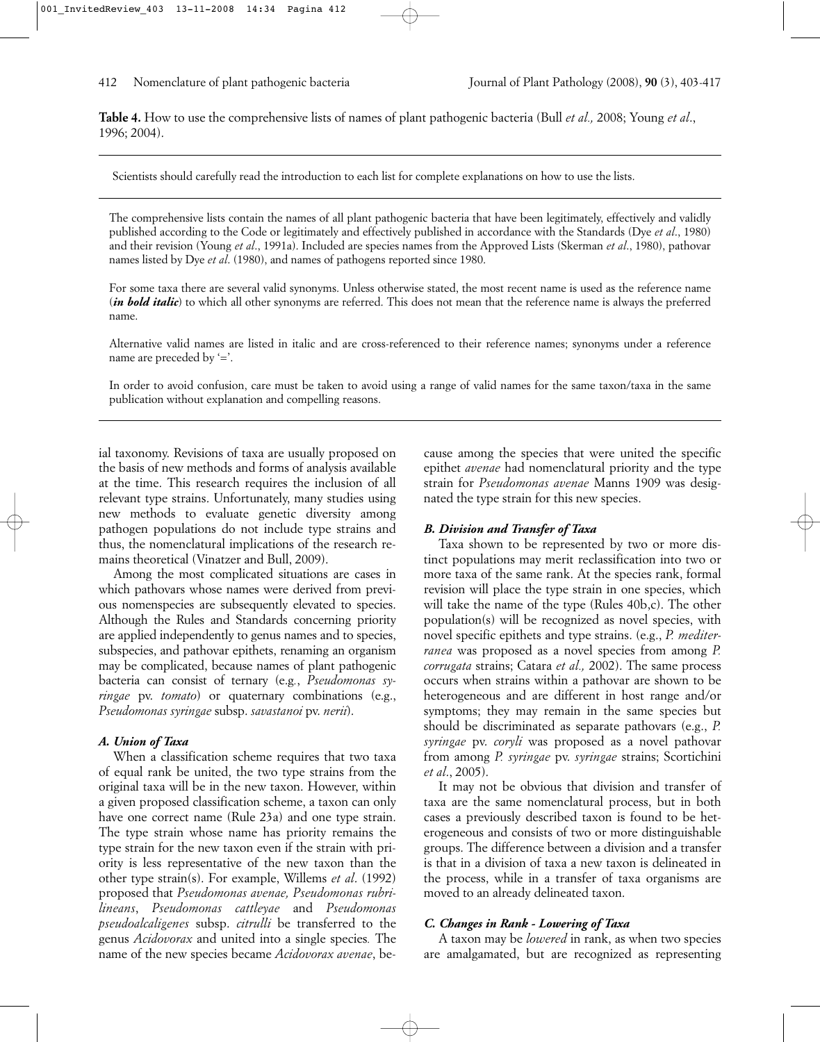**Table 4.** How to use the comprehensive lists of names of plant pathogenic bacteria (Bull *et al.,* 2008; Young *et al*., 1996; 2004).

Scientists should carefully read the introduction to each list for complete explanations on how to use the lists.

The comprehensive lists contain the names of all plant pathogenic bacteria that have been legitimately, effectively and validly published according to the Code or legitimately and effectively published in accordance with the Standards (Dye *et al*., 1980) and their revision (Young *et al*., 1991a). Included are species names from the Approved Lists (Skerman *et al*., 1980), pathovar names listed by Dye *et al*. (1980), and names of pathogens reported since 1980.

For some taxa there are several valid synonyms. Unless otherwise stated, the most recent name is used as the reference name (***in bold italic***) to which all other synonyms are referred. This does not mean that the reference name is always the preferred name.

Alternative valid names are listed in italic and are cross-referenced to their reference names; synonyms under a reference name are preceded by '='.

In order to avoid confusion, care must be taken to avoid using a range of valid names for the same taxon/taxa in the same publication without explanation and compelling reasons.

ial taxonomy. Revisions of taxa are usually proposed on the basis of new methods and forms of analysis available at the time. This research requires the inclusion of all relevant type strains. Unfortunately, many studies using new methods to evaluate genetic diversity among pathogen populations do not include type strains and thus, the nomenclatural implications of the research remains theoretical (Vinatzer and Bull, 2009).

Among the most complicated situations are cases in which pathovars whose names were derived from previous nomenspecies are subsequently elevated to species. Although the Rules and Standards concerning priority are applied independently to genus names and to species, subspecies, and pathovar epithets, renaming an organism may be complicated, because names of plant pathogenic bacteria can consist of ternary (e.g., *Pseudomonas syringae* pv. *tomato*) or quaternary combinations (e.g., *Pseudomonas syringae* subsp. *savastanoi* pv. *nerii*).

#### *A. Union of Taxa*

When a classification scheme requires that two taxa of equal rank be united, the two type strains from the original taxa will be in the new taxon. However, within a given proposed classification scheme, a taxon can only have one correct name (Rule 23a) and one type strain. The type strain whose name has priority remains the type strain for the new taxon even if the strain with priority is less representative of the new taxon than the other type strain(s). For example, Willems *et al*. (1992) proposed that *Pseudomonas avenae, Pseudomonas rubrilineans*, *Pseudomonas cattleyae* and *Pseudomonas pseudoalcaligenes* subsp. *citrulli* be transferred to the genus *Acidovorax* and united into a single species*.* The name of the new species became *Acidovorax avenae*, because among the species that were united the specific epithet *avenae* had nomenclatural priority and the type strain for *Pseudomonas avenae* Manns 1909 was designated the type strain for this new species.

#### *B. Division and Transfer of Taxa*

Taxa shown to be represented by two or more distinct populations may merit reclassification into two or more taxa of the same rank. At the species rank, formal revision will place the type strain in one species, which will take the name of the type (Rules 40b,c). The other population(s) will be recognized as novel species, with novel specific epithets and type strains. (e.g., *P. mediterranea* was proposed as a novel species from among *P. corrugata* strains; Catara *et al.,* 2002). The same process occurs when strains within a pathovar are shown to be heterogeneous and are different in host range and/or symptoms; they may remain in the same species but should be discriminated as separate pathovars (e.g., *P. syringae* pv. *coryli* was proposed as a novel pathovar from among *P. syringae* pv. *syringae* strains; Scortichini *et al*., 2005).

It may not be obvious that division and transfer of taxa are the same nomenclatural process, but in both cases a previously described taxon is found to be heterogeneous and consists of two or more distinguishable groups. The difference between a division and a transfer is that in a division of taxa a new taxon is delineated in the process, while in a transfer of taxa organisms are moved to an already delineated taxon.

#### *C. Changes in Rank - Lowering of Taxa*

A taxon may be *lowered* in rank, as when two species are amalgamated, but are recognized as representing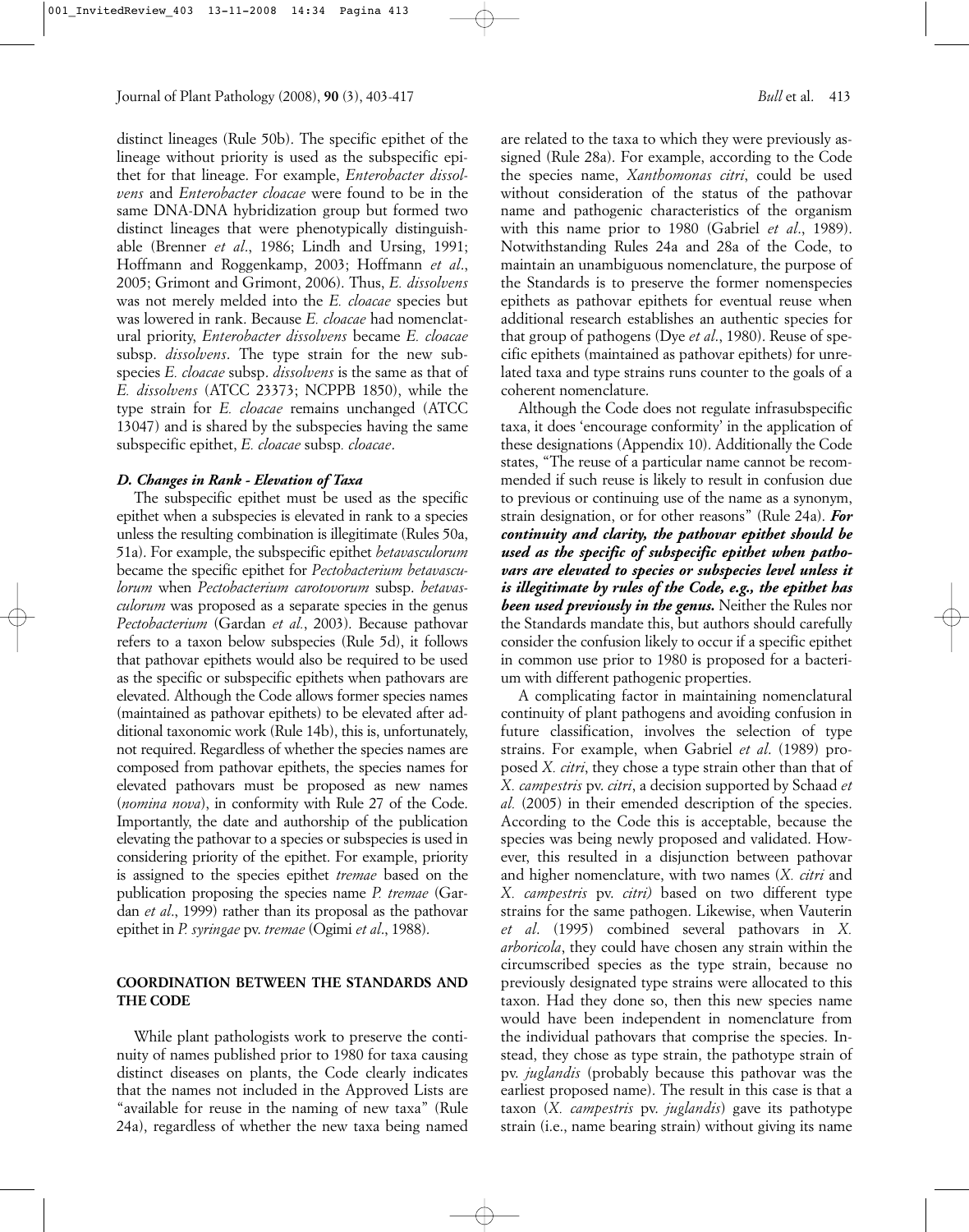distinct lineages (Rule 50b). The specific epithet of the lineage without priority is used as the subspecific epithet for that lineage. For example, *Enterobacter dissolvens* and *Enterobacter cloacae* were found to be in the same DNA-DNA hybridization group but formed two distinct lineages that were phenotypically distinguishable (Brenner *et al*., 1986; Lindh and Ursing, 1991; Hoffmann and Roggenkamp, 2003; Hoffmann *et al*., 2005; Grimont and Grimont, 2006). Thus, *E. dissolvens* was not merely melded into the *E. cloacae* species but was lowered in rank. Because *E. cloacae* had nomenclatural priority, *Enterobacter dissolvens* became *E. cloacae* subsp. *dissolvens*. The type strain for the new subspecies *E. cloacae* subsp. *dissolvens* is the same as that of *E. dissolvens* (ATCC 23373; NCPPB 1850), while the type strain for *E. cloacae* remains unchanged (ATCC 13047) and is shared by the subspecies having the same subspecific epithet, *E. cloacae* subsp*. cloacae*.

#### *D. Changes in Rank - Elevation of Taxa*

The subspecific epithet must be used as the specific epithet when a subspecies is elevated in rank to a species unless the resulting combination is illegitimate (Rules 50a, 51a). For example, the subspecific epithet *betavasculorum* became the specific epithet for *Pectobacterium betavasculorum* when *Pectobacterium carotovorum* subsp. *betavasculorum* was proposed as a separate species in the genus *Pectobacterium* (Gardan *et al.*, 2003). Because pathovar refers to a taxon below subspecies (Rule 5d), it follows that pathovar epithets would also be required to be used as the specific or subspecific epithets when pathovars are elevated. Although the Code allows former species names (maintained as pathovar epithets) to be elevated after additional taxonomic work (Rule 14b), this is, unfortunately, not required. Regardless of whether the species names are composed from pathovar epithets, the species names for elevated pathovars must be proposed as new names (*nomina nova*), in conformity with Rule 27 of the Code. Importantly, the date and authorship of the publication elevating the pathovar to a species or subspecies is used in considering priority of the epithet. For example, priority is assigned to the species epithet *tremae* based on the publication proposing the species name *P. tremae* (Gardan *et al*., 1999) rather than its proposal as the pathovar epithet in *P. syringae* pv. *tremae* (Ogimi *et al*., 1988).

## COORDINATION BETWEEN THE STANDARDS AND THE CODE

While plant pathologists work to preserve the continuity of names published prior to 1980 for taxa causing distinct diseases on plants, the Code clearly indicates that the names not included in the Approved Lists are "available for reuse in the naming of new taxa" (Rule 24a), regardless of whether the new taxa being named are related to the taxa to which they were previously assigned (Rule 28a). For example, according to the Code the species name, *Xanthomonas citri*, could be used without consideration of the status of the pathovar name and pathogenic characteristics of the organism with this name prior to 1980 (Gabriel *et al*., 1989). Notwithstanding Rules 24a and 28a of the Code, to maintain an unambiguous nomenclature, the purpose of the Standards is to preserve the former nomenspecies epithets as pathovar epithets for eventual reuse when additional research establishes an authentic species for that group of pathogens (Dye *et al*., 1980). Reuse of specific epithets (maintained as pathovar epithets) for unrelated taxa and type strains runs counter to the goals of a coherent nomenclature.

Although the Code does not regulate infrasubspecific taxa, it does 'encourage conformity' in the application of these designations (Appendix 10). Additionally the Code states, "The reuse of a particular name cannot be recommended if such reuse is likely to result in confusion due to previous or continuing use of the name as a synonym, strain designation, or for other reasons" (Rule 24a). ***For continuity and clarity, the pathovar epithet should be used as the specific of subspecific epithet when pathovars are elevated to species or subspecies level unless it is illegitimate by rules of the Code, e.g., the epithet has been used previously in the genus.*** Neither the Rules nor the Standards mandate this, but authors should carefully consider the confusion likely to occur if a specific epithet in common use prior to 1980 is proposed for a bacterium with different pathogenic properties.

A complicating factor in maintaining nomenclatural continuity of plant pathogens and avoiding confusion in future classification, involves the selection of type strains. For example, when Gabriel *et al*. (1989) proposed *X. citri*, they chose a type strain other than that of *X. campestris* pv. *citri*, a decision supported by Schaad *et al.* (2005) in their emended description of the species. According to the Code this is acceptable, because the species was being newly proposed and validated. However, this resulted in a disjunction between pathovar and higher nomenclature, with two names (*X. citri* and *X. campestris* pv. *citri)* based on two different type strains for the same pathogen. Likewise, when Vauterin *et al*. (1995) combined several pathovars in *X. arboricola*, they could have chosen any strain within the circumscribed species as the type strain, because no previously designated type strains were allocated to this taxon. Had they done so, then this new species name would have been independent in nomenclature from the individual pathovars that comprise the species. Instead, they chose as type strain, the pathotype strain of pv. *juglandis* (probably because this pathovar was the earliest proposed name). The result in this case is that a taxon (*X. campestris* pv. *juglandis*) gave its pathotype strain (i.e., name bearing strain) without giving its name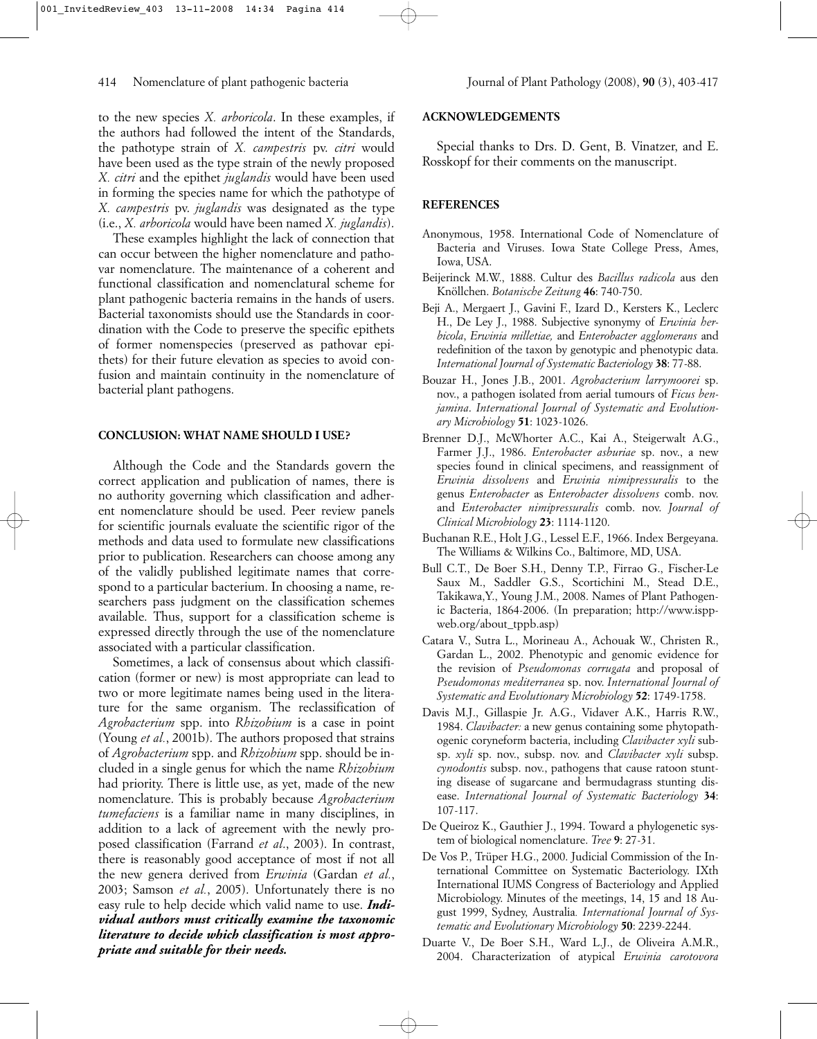to the new species *X. arboricola*. In these examples, if the authors had followed the intent of the Standards, the pathotype strain of *X. campestris* pv. *citri* would have been used as the type strain of the newly proposed *X. citri* and the epithet *juglandis* would have been used in forming the species name for which the pathotype of *X. campestris* pv. *juglandis* was designated as the type (i.e., *X. arboricola* would have been named *X. juglandis*).

These examples highlight the lack of connection that can occur between the higher nomenclature and pathovar nomenclature. The maintenance of a coherent and functional classification and nomenclatural scheme for plant pathogenic bacteria remains in the hands of users. Bacterial taxonomists should use the Standards in coordination with the Code to preserve the specific epithets of former nomenspecies (preserved as pathovar epithets) for their future elevation as species to avoid confusion and maintain continuity in the nomenclature of bacterial plant pathogens.

## CONCLUSION: WHAT NAME SHOULD I USE?

Although the Code and the Standards govern the correct application and publication of names, there is no authority governing which classification and adherent nomenclature should be used. Peer review panels for scientific journals evaluate the scientific rigor of the methods and data used to formulate new classifications prior to publication. Researchers can choose among any of the validly published legitimate names that correspond to a particular bacterium. In choosing a name, researchers pass judgment on the classification schemes available. Thus, support for a classification scheme is expressed directly through the use of the nomenclature associated with a particular classification.

Sometimes, a lack of consensus about which classification (former or new) is most appropriate can lead to two or more legitimate names being used in the literature for the same organism. The reclassification of *Agrobacterium* spp. into *Rhizobium* is a case in point (Young *et al.*, 2001b). The authors proposed that strains of *Agrobacterium* spp. and *Rhizobium* spp. should be included in a single genus for which the name *Rhizobium* had priority. There is little use, as yet, made of the new nomenclature. This is probably because *Agrobacterium tumefaciens* is a familiar name in many disciplines, in addition to a lack of agreement with the newly proposed classification (Farrand *et al*., 2003). In contrast, there is reasonably good acceptance of most if not all the new genera derived from *Erwinia* (Gardan *et al.*, 2003; Samson *et al.*, 2005). Unfortunately there is no easy rule to help decide which valid name to use. ***Individual authors must critically examine the taxonomic literature to decide which classification is most appropriate and suitable for their needs.***

## ACKNOWLEDGEMENTS

Special thanks to Drs. D. Gent, B. Vinatzer, and E. Rosskopf for their comments on the manuscript.

## REFERENCES

Anonymous, 1958. International Code of Nomenclature of Bacteria and Viruses. Iowa State College Press, Ames, Iowa, USA.

Beijerinck M.W., 1888. Cultur des *Bacillus radicola* aus den Knöllchen. *Botanische Zeitung* **46**: 740-750.

Beji A., Mergaert J., Gavini F., Izard D., Kersters K., Leclerc H., De Ley J., 1988. Subjective synonymy of *Erwinia herbicola*, *Erwinia milletiae,* and *Enterobacter agglomerans* and redefinition of the taxon by genotypic and phenotypic data. *International Journal of Systematic Bacteriology* **38**: 77-88.

Bouzar H., Jones J.B., 2001. *Agrobacterium larrymoorei* sp. nov., a pathogen isolated from aerial tumours of *Ficus benjamina*. *International Journal of Systematic and Evolutionary Microbiology* **51**: 1023-1026.

Brenner D.J., McWhorter A.C., Kai A., Steigerwalt A.G., Farmer J.J., 1986. *Enterobacter asburiae* sp. nov., a new species found in clinical specimens, and reassignment of *Erwinia dissolvens* and *Erwinia nimipressuralis* to the genus *Enterobacter* as *Enterobacter dissolvens* comb. nov. and *Enterobacter nimipressuralis* comb. nov. *Journal of Clinical Microbiology* **23**: 1114-1120.

Buchanan R.E., Holt J.G., Lessel E.F., 1966. Index Bergeyana. The Williams & Wilkins Co., Baltimore, MD, USA.

Bull C.T., De Boer S.H., Denny T.P., Firrao G., Fischer-Le Saux M., Saddler G.S., Scortichini M., Stead D.E., Takikawa,Y., Young J.M., 2008. Names of Plant Pathogenic Bacteria, 1864-2006. (In preparation; http://www.isppweb.org/about_tppb.asp)

Catara V., Sutra L., Morineau A., Achouak W., Christen R., Gardan L., 2002. Phenotypic and genomic evidence for the revision of *Pseudomonas corrugata* and proposal of *Pseudomonas mediterranea* sp. nov. *International Journal of Systematic and Evolutionary Microbiology* **52**: 1749-1758.

Davis M.J., Gillaspie Jr. A.G., Vidaver A.K., Harris R.W., 1984. *Clavibacter:* a new genus containing some phytopathogenic coryneform bacteria, including *Clavibacter xyli* subsp. *xyli* sp. nov., subsp. nov. and *Clavibacter xyli* subsp. *cynodontis* subsp. nov., pathogens that cause ratoon stunting disease of sugarcane and bermudagrass stunting disease. *International Journal of Systematic Bacteriology* **34**: 107-117.

De Queiroz K., Gauthier J., 1994. Toward a phylogenetic system of biological nomenclature. *Tree* **9**: 27-31.

De Vos P., Trüper H.G., 2000. Judicial Commission of the International Committee on Systematic Bacteriology. IXth International IUMS Congress of Bacteriology and Applied Microbiology. Minutes of the meetings, 14, 15 and 18 August 1999, Sydney, Australia*. International Journal of Systematic and Evolutionary Microbiology* **50**: 2239-2244.

Duarte V., De Boer S.H., Ward L.J., de Oliveira A.M.R., 2004. Characterization of atypical *Erwinia carotovora*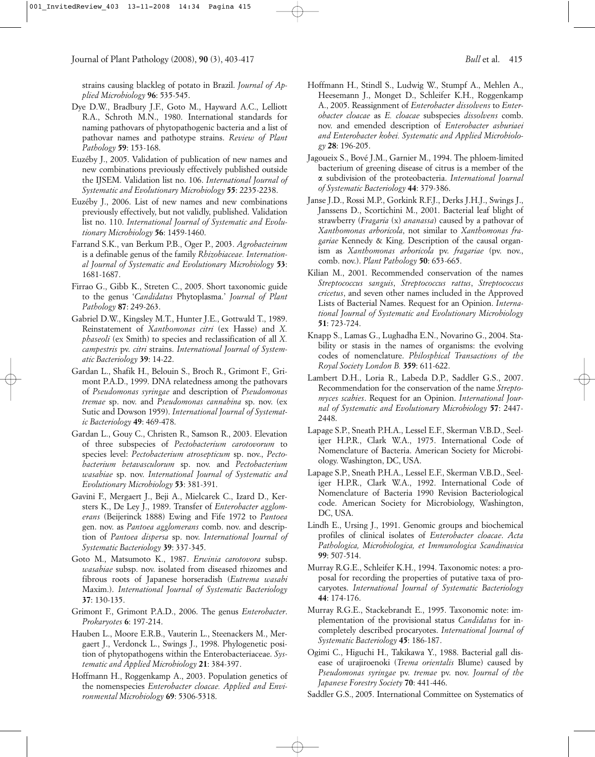strains causing blackleg of potato in Brazil. *Journal of Applied Microbiology* **96**: 535-545.

Dye D.W., Bradbury J.F., Goto M., Hayward A.C., Lelliott R.A., Schroth M.N., 1980. International standards for naming pathovars of phytopathogenic bacteria and a list of pathovar names and pathotype strains. *Review of Plant Pathology* **59**: 153-168.

Euzéby J., 2005. Validation of publication of new names and new combinations previously effectively published outside the IJSEM. Validation list no. 106. *International Journal of Systematic and Evolutionary Microbiology* **55**: 2235-2238.

Euzéby J., 2006. List of new names and new combinations previously effectively, but not validly, published. Validation list no. 110. *International Journal of Systematic and Evolutionary Microbiology* **56**: 1459-1460.

Farrand S.K., van Berkum P.B., Oger P., 2003. *Agrobacteirum* is a definable genus of the family *Rhizobiaceae. International Journal of Systematic and Evolutionary Microbiology* **53**: 1681-1687.

Firrao G., Gibb K., Streten C., 2005. Short taxonomic guide to the genus '*Candidatus* Phytoplasma.' *Journal of Plant Pathology* **87**: 249-263.

Gabriel D.W., Kingsley M.T., Hunter J.E., Gottwald T., 1989. Reinstatement of *Xanthomonas citri* (ex Hasse) and *X. phaseoli* (ex Smith) to species and reclassification of all *X. campestris* pv. *citri* strains. *International Journal of Systematic Bacteriology* **39**: 14-22.

Gardan L., Shafik H., Belouin S., Broch R., Grimont F., Grimont P.A.D., 1999. DNA relatedness among the pathovars of *Pseudomonas syringae* and description of *Pseudomonas tremae* sp. nov. and *Pseudomonas cannabina* sp. nov. (ex Sutic and Dowson 1959). *International Journal of Systematic Bacteriology* **49**: 469-478.

Gardan L., Gouy C., Christen R., Samson R., 2003. Elevation of three subspecies of *Pectobacterium carotovorum* to species level: *Pectobacterium atrosepticum* sp. nov., *Pectobacterium betavasculorum* sp. nov. and *Pectobacterium wasabiae* sp. nov. *International Journal of Systematic and Evolutionary Microbiology* **53**: 381-391.

Gavini F., Mergaert J., Beji A., Mielcarek C., Izard D., Kersters K., De Ley J., 1989. Transfer of *Enterobacter agglomerans* (Beijerinck 1888) Ewing and Fife 1972 to *Pantoea* gen. nov. as *Pantoea agglomerans* comb. nov. and description of *Pantoea dispersa* sp. nov. *International Journal of Systematic Bacteriology* **39**: 337-345.

Goto M., Matsumoto K., 1987. *Erwinia carotovora* subsp. *wasabiae* subsp. nov. isolated from diseased rhizomes and fibrous roots of Japanese horseradish (*Eutrema wasabi* Maxim.). *International Journal of Systematic Bacteriology* **37**: 130-135.

Grimont F., Grimont P.A.D., 2006. The genus *Enterobacter*. *Prokaryotes* **6**: 197-214.

Hauben L., Moore E.R.B., Vauterin L., Steenackers M., Mergaert J., Verdonck L., Swings J., 1998. Phylogenetic position of phytopathogens within the Enterobacteriaceae. *Systematic and Applied Microbiology* **21**: 384-397.

Hoffmann H., Roggenkamp A., 2003. Population genetics of the nomenspecies *Enterobacter cloacae. Applied and Environmental Microbiology* **69**: 5306-5318.

Hoffmann H., Stindl S., Ludwig W., Stumpf A., Mehlen A., Heesemann J., Monget D., Schleifer K.H., Roggenkamp A., 2005. Reassignment of *Enterobacter dissolvens* to *Enterobacter cloacae* as *E. cloacae* subspecies *dissolvens* comb. nov. and emended description of *Enterobacter asburiaei and Enterobacter kobei. Systematic and Applied Microbiology* **28**: 196-205.

Jagoueix S., Bové J.M., Garnier M., 1994. The phloem-limited bacterium of greening disease of citrus is a member of the α subdivision of the proteobacteria. *International Journal of Systematic Bacteriology* **44**: 379-386.

Janse J.D., Rossi M.P., Gorkink R.F.J., Derks J.H.J., Swings J., Janssens D., Scortichini M., 2001. Bacterial leaf blight of strawberry (*Fragaria* (x) *ananassa*) caused by a pathovar of *Xanthomonas arboricola*, not similar to *Xanthomonas fragariae* Kennedy & King. Description of the causal organism as *Xanthomonas arboricola* pv. *fragariae* (pv. nov., comb. nov.). *Plant Pathology* **50**: 653-665.

Kilian M., 2001. Recommended conservation of the names *Streptococcus sanguis*, *Streptococcus rattus*, *Streptococcus cricetus*, and seven other names included in the Approved Lists of Bacterial Names. Request for an Opinion. *International Journal of Systematic and Evolutionary Microbiology* **51**: 723-724.

Knapp S., Lamas G., Lughadha E.N., Novarino G., 2004. Stability or stasis in the names of organisms: the evolving codes of nomenclature. *Philosphical Transactions of the Royal Society London B.* **359**: 611-622.

Lambert D.H., Loria R., Labeda D.P., Saddler G.S., 2007. Recommendation for the conservation of the name *Streptomyces scabies*. Request for an Opinion. *International Journal of Systematic and Evolutionary Microbiology* **57**: 2447-2448.

Lapage S.P., Sneath P.H.A., Lessel E.F., Skerman V.B.D., Seeliger H.P.R., Clark W.A., 1975. International Code of Nomenclature of Bacteria. American Society for Microbiology. Washington, DC, USA.

Lapage S.P., Sneath P.H.A., Lessel E.F., Skerman V.B.D., Seeliger H.P.R., Clark W.A., 1992. International Code of Nomenclature of Bacteria 1990 Revision Bacteriological code. American Society for Microbiology, Washington, DC, USA.

Lindh E., Ursing J., 1991. Genomic groups and biochemical profiles of clinical isolates of *Enterobacter cloacae*. *Acta Pathologica, Microbiologica, et Immunologica Scandinavica* **99**: 507-514.

Murray R.G.E., Schleifer K.H., 1994. Taxonomic notes: a proposal for recording the properties of putative taxa of procaryotes. *International Journal of Systematic Bacteriology* **44**: 174-176.

Murray R.G.E., Stackebrandt E., 1995. Taxonomic note: implementation of the provisional status *Candidatus* for incompletely described procaryotes. *International Journal of Systematic Bacteriology* **45**: 186-187.

Ogimi C., Higuchi H., Takikawa Y., 1988. Bacterial gall disease of urajiroenoki (*Trema orientalis* Blume) caused by *Pseudomonas syringae* pv. *tremae* pv. nov. *Journal of the Japanese Forestry Society* **70**: 441-446.

Saddler G.S., 2005. International Committee on Systematics of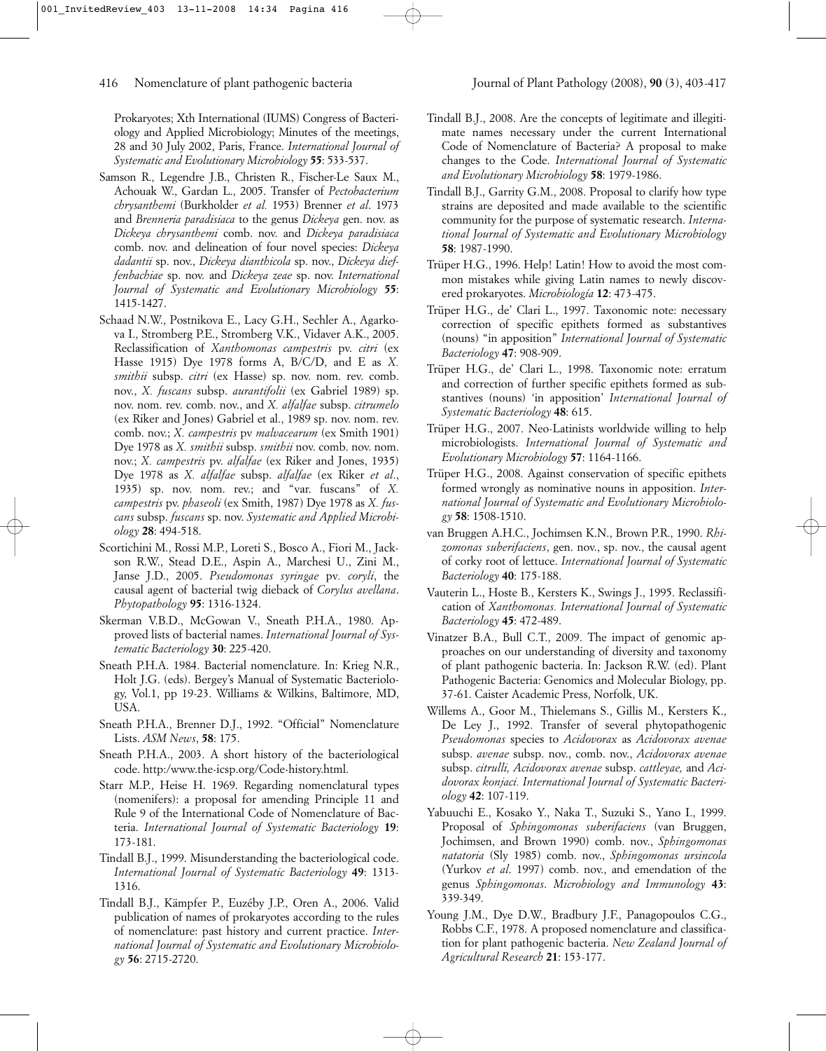Prokaryotes; Xth International (IUMS) Congress of Bacteriology and Applied Microbiology; Minutes of the meetings, 28 and 30 July 2002, Paris, France. *International Journal of Systematic and Evolutionary Microbiology* **55**: 533-537.

Samson R., Legendre J.B., Christen R., Fischer-Le Saux M., Achouak W., Gardan L., 2005. Transfer of *Pectobacterium chrysanthemi* (Burkholder *et al.* 1953) Brenner *et al.* 1973 and *Brenneria paradisiaca* to the genus *Dickeya* gen. nov. as *Dickeya chrysanthemi* comb. nov. and *Dickeya paradisiaca* comb. nov. and delineation of four novel species: *Dickeya dadantii* sp. nov., *Dickeya dianthicola* sp. nov., *Dickeya dieffenbachiae* sp. nov. and *Dickeya zeae* sp. nov. *International Journal of Systematic and Evolutionary Microbiology* **55**: 1415-1427.

Schaad N.W., Postnikova E., Lacy G.H., Sechler A., Agarkova I., Stromberg P.E., Stromberg V.K., Vidaver A.K., 2005. Reclassification of *Xanthomonas campestris* pv. *citri* (ex Hasse 1915) Dye 1978 forms A, B/C/D, and E as *X. smithii* subsp. *citri* (ex Hasse) sp. nov. nom. rev. comb. nov., *X. fuscans* subsp. *aurantifolii* (ex Gabriel 1989) sp. nov. nom. rev. comb. nov., and *X. alfalfae* subsp. *citrumelo* (ex Riker and Jones) Gabriel et al., 1989 sp. nov. nom. rev. comb. nov.; *X. campestris* pv *malvacearum* (ex Smith 1901) Dye 1978 as *X. smithii* subsp. *smithii* nov. comb. nov. nom. nov.; *X. campestris* pv. *alfalfae* (ex Riker and Jones, 1935) Dye 1978 as *X. alfalfae* subsp. *alfalfae* (ex Riker *et al.*, 1935) sp. nov. nom. rev.; and "var. fuscans" of *X. campestris* pv. *phaseoli* (ex Smith, 1987) Dye 1978 as *X. fuscans* subsp. *fuscans* sp. nov. *Systematic and Applied Microbiology* **28**: 494-518.

Scortichini M., Rossi M.P., Loreti S., Bosco A., Fiori M., Jackson R.W., Stead D.E., Aspin A., Marchesi U., Zini M., Janse J.D., 2005. *Pseudomonas syringae* pv. *coryli*, the causal agent of bacterial twig dieback of *Corylus avellana*. *Phytopathology* **95**: 1316-1324.

Skerman V.B.D., McGowan V., Sneath P.H.A., 1980. Approved lists of bacterial names. *International Journal of Systematic Bacteriology* **30**: 225-420.

Sneath P.H.A. 1984. Bacterial nomenclature. In: Krieg N.R., Holt J.G. (eds). Bergey's Manual of Systematic Bacteriology, Vol.1, pp 19-23. Williams & Wilkins, Baltimore, MD, USA.

Sneath P.H.A., Brenner D.J., 1992. "Official" Nomenclature Lists. *ASM News*, **58**: 175.

Sneath P.H.A., 2003. A short history of the bacteriological code. http:/www.the-icsp.org/Code-history.html.

Starr M.P., Heise H. 1969. Regarding nomenclatural types (nomenifers): a proposal for amending Principle 11 and Rule 9 of the International Code of Nomenclature of Bacteria. *International Journal of Systematic Bacteriology* **19**: 173-181.

Tindall B.J., 1999. Misunderstanding the bacteriological code. *International Journal of Systematic Bacteriology* **49**: 1313-1316.

Tindall B.J., Kämpfer P., Euzéby J.P., Oren A., 2006. Valid publication of names of prokaryotes according to the rules of nomenclature: past history and current practice. *International Journal of Systematic and Evolutionary Microbiology* **56**: 2715-2720.

Tindall B.J., 2008. Are the concepts of legitimate and illegitimate names necessary under the current International Code of Nomenclature of Bacteria? A proposal to make changes to the Code. *International Journal of Systematic and Evolutionary Microbiology* **58**: 1979-1986.

Tindall B.J., Garrity G.M., 2008. Proposal to clarify how type strains are deposited and made available to the scientific community for the purpose of systematic research. *International Journal of Systematic and Evolutionary Microbiology* **58**: 1987-1990.

Trüper H.G., 1996. Help! Latin! How to avoid the most common mistakes while giving Latin names to newly discovered prokaryotes. *Microbiología* **12**: 473-475.

Trüper H.G., de' Clari L., 1997. Taxonomic note: necessary correction of specific epithets formed as substantives (nouns) "in apposition" *International Journal of Systematic Bacteriology* **47**: 908-909.

Trüper H.G., de' Clari L., 1998. Taxonomic note: erratum and correction of further specific epithets formed as substantives (nouns) 'in apposition' *International Journal of Systematic Bacteriology* **48**: 615.

Trüper H.G., 2007. Neo-Latinists worldwide willing to help microbiologists. *International Journal of Systematic and Evolutionary Microbiology* **57**: 1164-1166.

Trüper H.G., 2008. Against conservation of specific epithets formed wrongly as nominative nouns in apposition. *International Journal of Systematic and Evolutionary Microbiology* **58**: 1508-1510.

van Bruggen A.H.C., Jochimsen K.N., Brown P.R., 1990. *Rhizomonas suberifaciens*, gen. nov., sp. nov., the causal agent of corky root of lettuce. *International Journal of Systematic Bacteriology* **40**: 175-188.

Vauterin L., Hoste B., Kersters K., Swings J., 1995. Reclassification of *Xanthomonas. International Journal of Systematic Bacteriology* **45**: 472-489.

Vinatzer B.A., Bull C.T., 2009. The impact of genomic approaches on our understanding of diversity and taxonomy of plant pathogenic bacteria. In: Jackson R.W. (ed). Plant Pathogenic Bacteria: Genomics and Molecular Biology, pp. 37-61. Caister Academic Press, Norfolk, UK.

Willems A., Goor M., Thielemans S., Gillis M., Kersters K., De Ley J., 1992. Transfer of several phytopathogenic *Pseudomonas* species to *Acidovorax* as *Acidovorax avenae* subsp. *avenae* subsp. nov., comb. nov., *Acidovorax avenae* subsp. *citrulli, Acidovorax avenae* subsp. *cattleyae,* and *Acidovorax konjaci. International Journal of Systematic Bacteriology* **42**: 107-119.

Yabuuchi E., Kosako Y., Naka T., Suzuki S., Yano I., 1999. Proposal of *Sphingomonas suberifaciens* (van Bruggen, Jochimsen, and Brown 1990) comb. nov., *Sphingomonas natatoria* (Sly 1985) comb. nov., *Sphingomonas ursincola* (Yurkov *et al.* 1997) comb. nov., and emendation of the genus *Sphingomonas*. *Microbiology and Immunology* **43**: 339-349.

Young J.M., Dye D.W., Bradbury J.F., Panagopoulos C.G., Robbs C.F., 1978. A proposed nomenclature and classification for plant pathogenic bacteria. *New Zealand Journal of Agricultural Research* **21**: 153-177.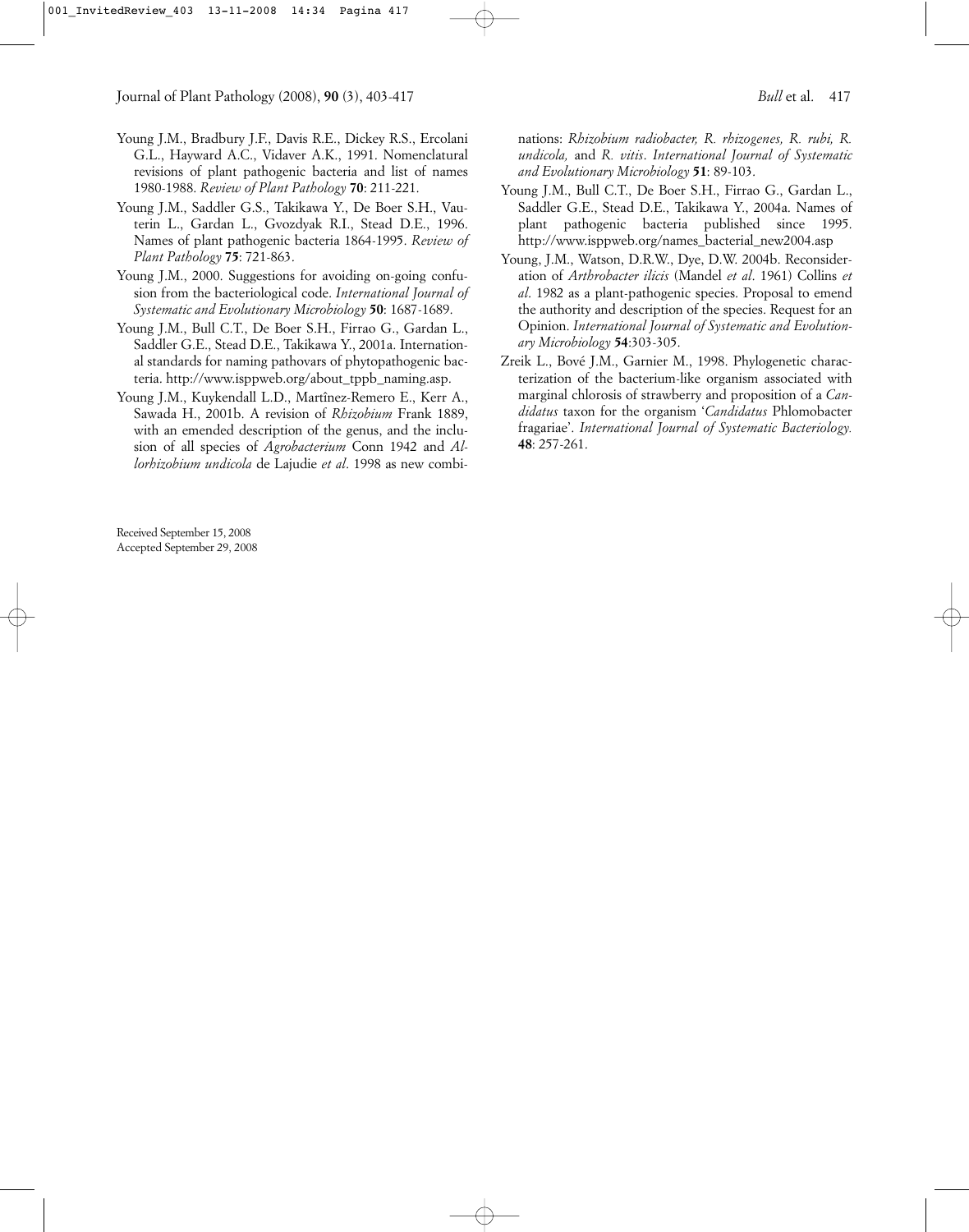Young J.M., Bradbury J.F., Davis R.E., Dickey R.S., Ercolani G.L., Hayward A.C., Vidaver A.K., 1991. Nomenclatural revisions of plant pathogenic bacteria and list of names 1980-1988. *Review of Plant Pathology* **70**: 211-221.

Young J.M., Saddler G.S., Takikawa Y., De Boer S.H., Vauterin L., Gardan L., Gvozdyak R.I., Stead D.E., 1996. Names of plant pathogenic bacteria 1864-1995. *Review of Plant Pathology* **75**: 721-863.

Young J.M., 2000. Suggestions for avoiding on-going confusion from the bacteriological code. *International Journal of Systematic and Evolutionary Microbiology* **50**: 1687-1689.

Young J.M., Bull C.T., De Boer S.H., Firrao G., Gardan L., Saddler G.E., Stead D.E., Takikawa Y., 2001a. International standards for naming pathovars of phytopathogenic bacteria. http://www.isppweb.org/about_tppb_naming.asp.

Young J.M., Kuykendall L.D., Martînez-Remero E., Kerr A., Sawada H., 2001b. A revision of *Rhizobium* Frank 1889, with an emended description of the genus, and the inclusion of all species of *Agrobacterium* Conn 1942 and *Allorhizobium undicola* de Lajudie *et al*. 1998 as new combinations: *Rhizobium radiobacter, R. rhizogenes, R. rubi, R. undicola,* and *R. vitis*. *International Journal of Systematic and Evolutionary Microbiology* **51**: 89-103.

Young J.M., Bull C.T., De Boer S.H., Firrao G., Gardan L., Saddler G.E., Stead D.E., Takikawa Y., 2004a. Names of plant pathogenic bacteria published since 1995. http://www.isppweb.org/names_bacterial_new2004.asp

Young, J.M., Watson, D.R.W., Dye, D.W. 2004b. Reconsideration of *Arthrobacter ilicis* (Mandel *et al*. 1961) Collins *et al*. 1982 as a plant-pathogenic species. Proposal to emend the authority and description of the species. Request for an Opinion. *International Journal of Systematic and Evolutionary Microbiology* **54**:303-305.

Zreik L., Bové J.M., Garnier M., 1998. Phylogenetic characterization of the bacterium-like organism associated with marginal chlorosis of strawberry and proposition of a *Candidatus* taxon for the organism '*Candidatus* Phlomobacter fragariae'. *International Journal of Systematic Bacteriology.* **48**: 257-261.

Received September 15, 2008
Accepted September 29, 2008